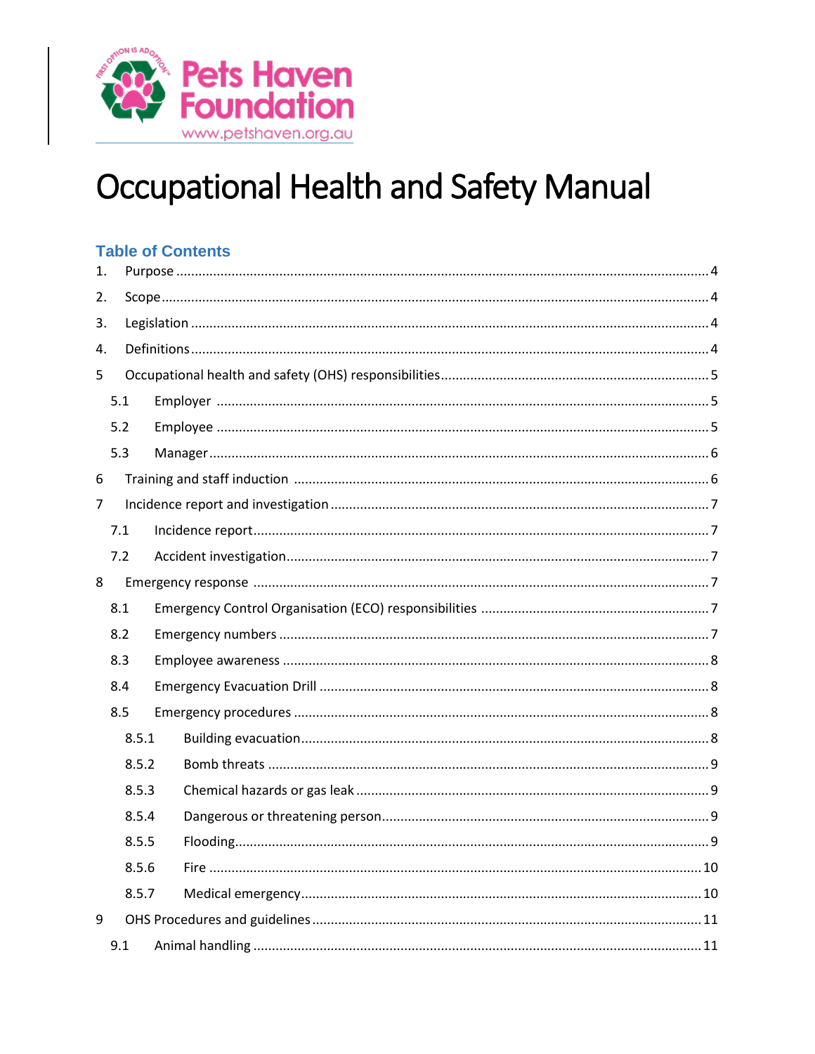Pets Haven Foundation

www.petshaven.org.au

# Occupational Health and Safety Manual

## Table of Contents

1. Purpose ..... 4
2. Scope ..... 4
3. Legislation ..... 4
4. Definitions ..... 4

5 Occupational health and safety (OHS) responsibilities ..... 5

- 5.1 Employer ..... 5
- 5.2 Employee ..... 5
- 5.3 Manager ..... 6

6 Training and staff induction ..... 6

7 Incidence report and investigation ..... 7

- 7.1 Incidence report ..... 7
- 7.2 Accident investigation ..... 7

8 Emergency response ..... 7

- 8.1 Emergency Control Organisation (ECO) responsibilities ..... 7
- 8.2 Emergency numbers ..... 7
- 8.3 Employee awareness ..... 8
- 8.4 Emergency Evacuation Drill ..... 8
- 8.5 Emergency procedures ..... 8
  - 8.5.1 Building evacuation ..... 8
  - 8.5.2 Bomb threats ..... 9
  - 8.5.3 Chemical hazards or gas leak ..... 9
  - 8.5.4 Dangerous or threatening person ..... 9
  - 8.5.5 Flooding ..... 9
  - 8.5.6 Fire ..... 10
  - 8.5.7 Medical emergency ..... 10

9 OHS Procedures and guidelines ..... 11

- 9.1 Animal handling ..... 11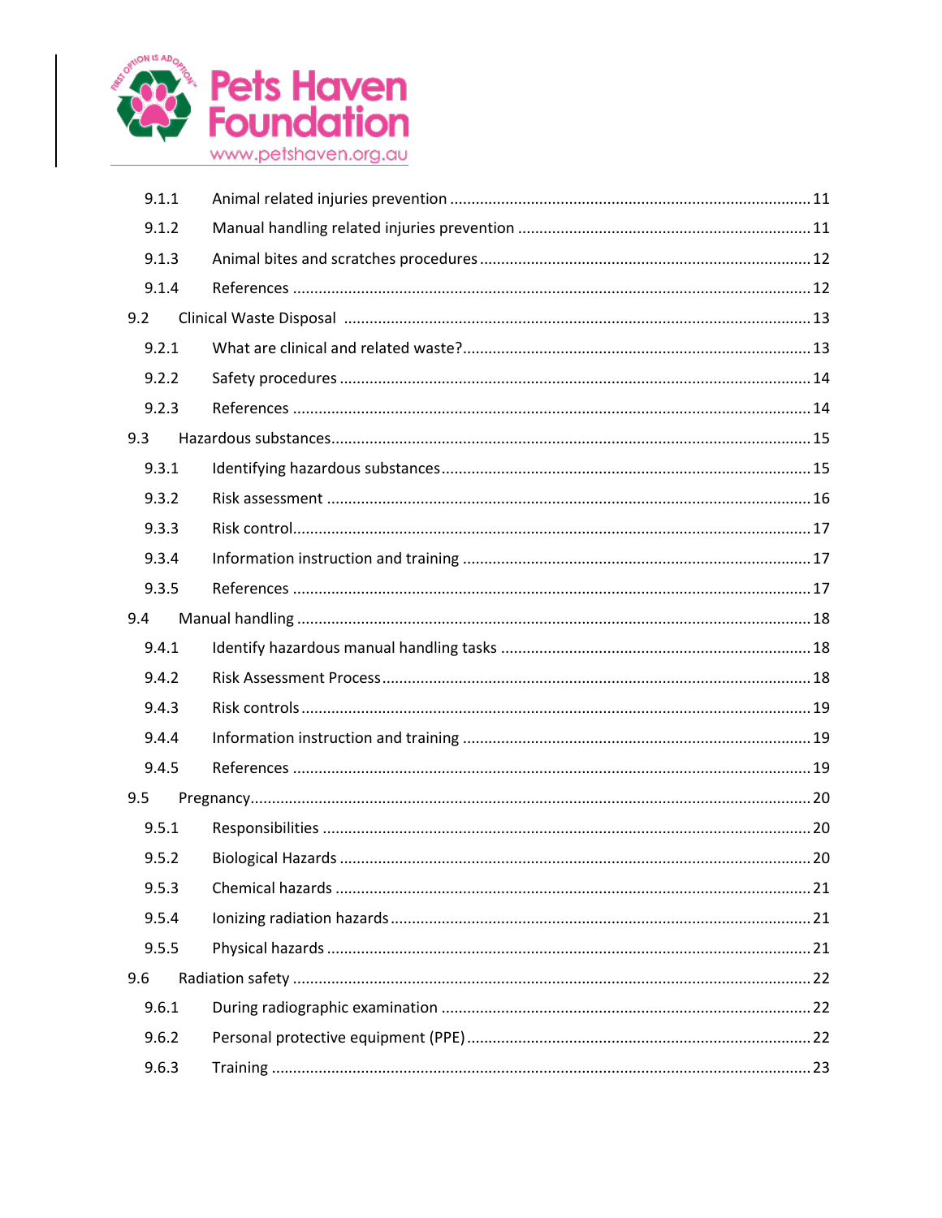| | | |
|---|---|---|
| 9.1.1 | Animal related injuries prevention | 11 |
| 9.1.2 | Manual handling related injuries prevention | 11 |
| 9.1.3 | Animal bites and scratches procedures | 12 |
| 9.1.4 | References | 12 |
| 9.2 | Clinical Waste Disposal | 13 |
| 9.2.1 | What are clinical and related waste? | 13 |
| 9.2.2 | Safety procedures | 14 |
| 9.2.3 | References | 14 |
| 9.3 | Hazardous substances | 15 |
| 9.3.1 | Identifying hazardous substances | 15 |
| 9.3.2 | Risk assessment | 16 |
| 9.3.3 | Risk control | 17 |
| 9.3.4 | Information instruction and training | 17 |
| 9.3.5 | References | 17 |
| 9.4 | Manual handling | 18 |
| 9.4.1 | Identify hazardous manual handling tasks | 18 |
| 9.4.2 | Risk Assessment Process | 18 |
| 9.4.3 | Risk controls | 19 |
| 9.4.4 | Information instruction and training | 19 |
| 9.4.5 | References | 19 |
| 9.5 | Pregnancy | 20 |
| 9.5.1 | Responsibilities | 20 |
| 9.5.2 | Biological Hazards | 20 |
| 9.5.3 | Chemical hazards | 21 |
| 9.5.4 | Ionizing radiation hazards | 21 |
| 9.5.5 | Physical hazards | 21 |
| 9.6 | Radiation safety | 22 |
| 9.6.1 | During radiographic examination | 22 |
| 9.6.2 | Personal protective equipment (PPE) | 22 |
| 9.6.3 | Training | 23 |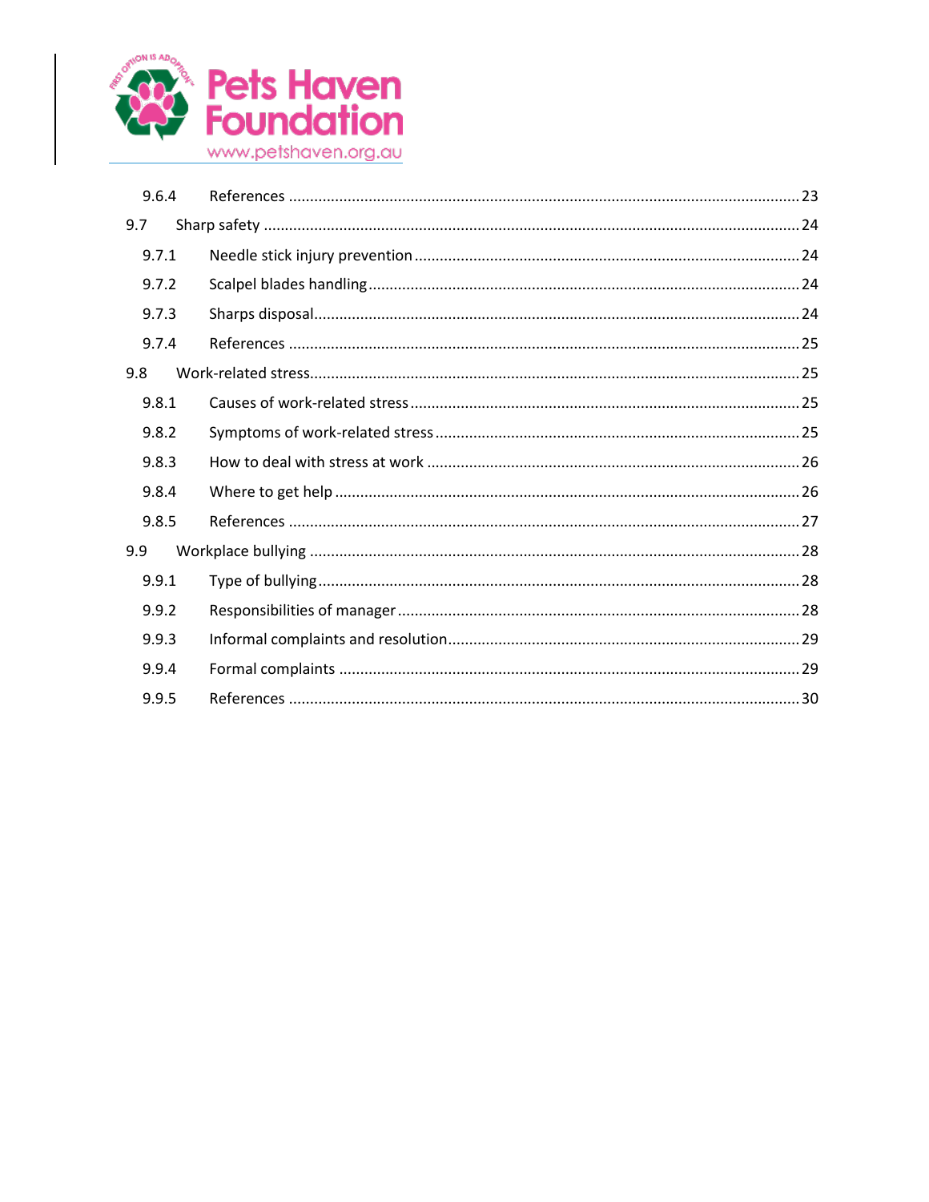9.6.4 References ........................................................................................................................ 23

9.7 Sharp safety ............................................................................................................................ 24

9.7.1 Needle stick injury prevention .......................................................................................... 24

9.7.2 Scalpel blades handling ..................................................................................................... 24

9.7.3 Sharps disposal ................................................................................................................... 24

9.7.4 References ........................................................................................................................ 25

9.8 Work-related stress ................................................................................................................... 25

9.8.1 Causes of work-related stress ........................................................................................... 25

9.8.2 Symptoms of work-related stress ...................................................................................... 25

9.8.3 How to deal with stress at work ........................................................................................ 26

9.8.4 Where to get help ............................................................................................................. 26

9.8.5 References ........................................................................................................................ 27

9.9 Workplace bullying ................................................................................................................... 28

9.9.1 Type of bullying ................................................................................................................. 28

9.9.2 Responsibilities of manager ............................................................................................... 28

9.9.3 Informal complaints and resolution .................................................................................. 29

9.9.4 Formal complaints ............................................................................................................ 29

9.9.5 References ........................................................................................................................ 30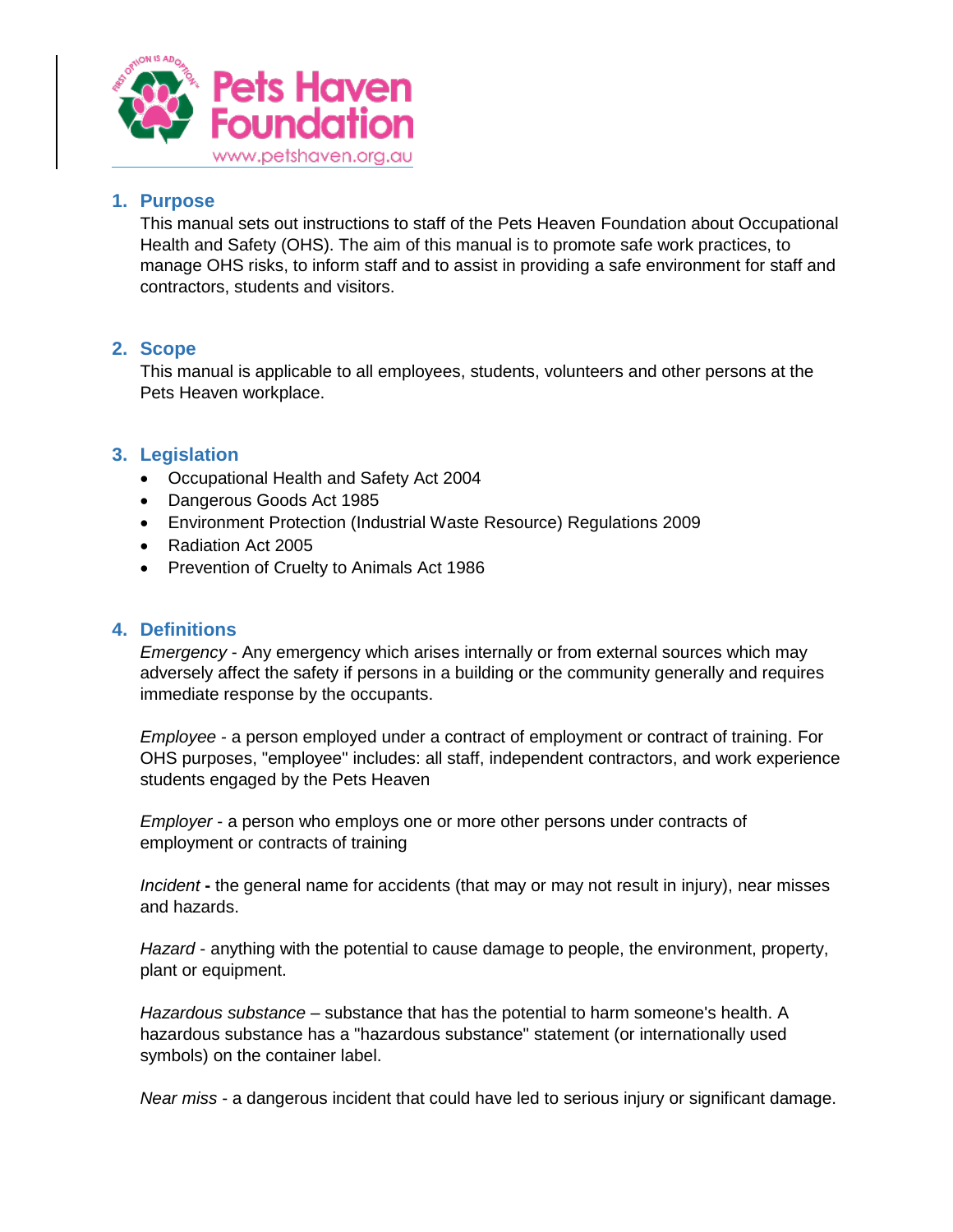## 1. Purpose

This manual sets out instructions to staff of the Pets Heaven Foundation about Occupational Health and Safety (OHS). The aim of this manual is to promote safe work practices, to manage OHS risks, to inform staff and to assist in providing a safe environment for staff and contractors, students and visitors.

## 2. Scope

This manual is applicable to all employees, students, volunteers and other persons at the Pets Heaven workplace.

## 3. Legislation

- Occupational Health and Safety Act 2004
- Dangerous Goods Act 1985
- Environment Protection (Industrial Waste Resource) Regulations 2009
- Radiation Act 2005
- Prevention of Cruelty to Animals Act 1986

## 4. Definitions

*Emergency* - Any emergency which arises internally or from external sources which may adversely affect the safety if persons in a building or the community generally and requires immediate response by the occupants.

*Employee* - a person employed under a contract of employment or contract of training. For OHS purposes, "employee" includes: all staff, independent contractors, and work experience students engaged by the Pets Heaven

*Employer* - a person who employs one or more other persons under contracts of employment or contracts of training

*Incident* **-** the general name for accidents (that may or may not result in injury), near misses and hazards.

*Hazard* - anything with the potential to cause damage to people, the environment, property, plant or equipment.

*Hazardous substance* – substance that has the potential to harm someone's health. A hazardous substance has a "hazardous substance" statement (or internationally used symbols) on the container label.

*Near miss* - a dangerous incident that could have led to serious injury or significant damage.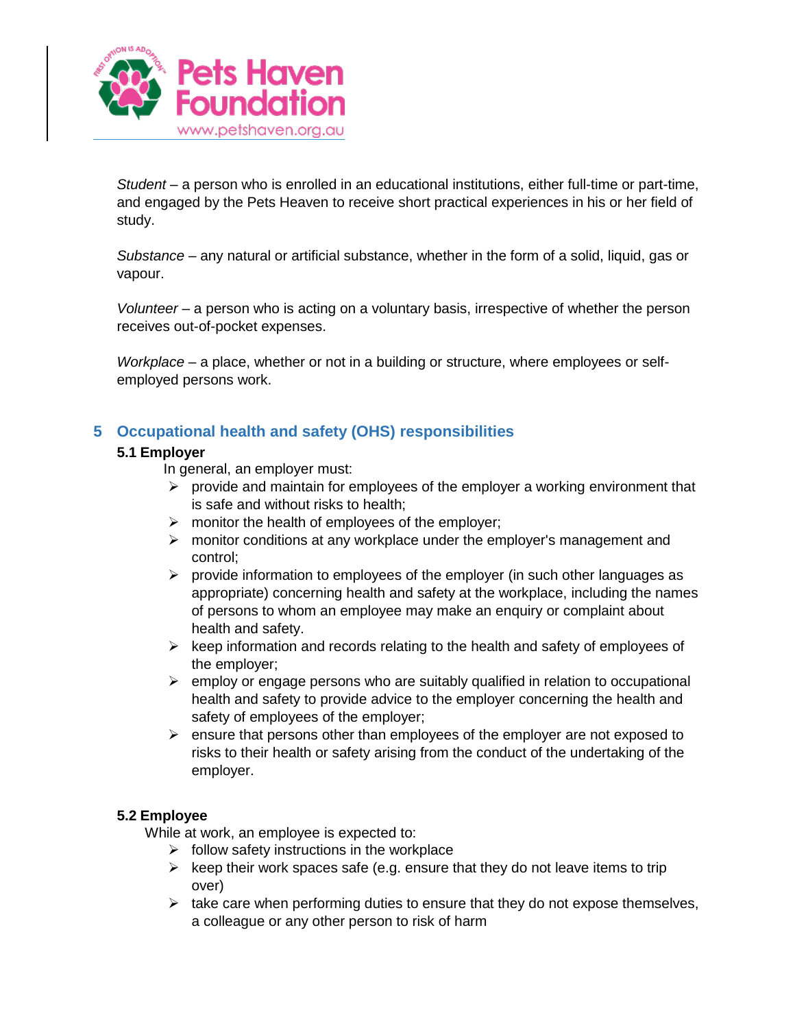*Student* – a person who is enrolled in an educational institutions, either full-time or part-time, and engaged by the Pets Heaven to receive short practical experiences in his or her field of study.

*Substance* – any natural or artificial substance, whether in the form of a solid, liquid, gas or vapour.

*Volunteer* – a person who is acting on a voluntary basis, irrespective of whether the person receives out-of-pocket expenses.

*Workplace* – a place, whether or not in a building or structure, where employees or self-employed persons work.

## 5 Occupational health and safety (OHS) responsibilities

### 5.1 Employer

In general, an employer must:

- provide and maintain for employees of the employer a working environment that is safe and without risks to health;
- monitor the health of employees of the employer;
- monitor conditions at any workplace under the employer's management and control;
- provide information to employees of the employer (in such other languages as appropriate) concerning health and safety at the workplace, including the names of persons to whom an employee may make an enquiry or complaint about health and safety.
- keep information and records relating to the health and safety of employees of the employer;
- employ or engage persons who are suitably qualified in relation to occupational health and safety to provide advice to the employer concerning the health and safety of employees of the employer;
- ensure that persons other than employees of the employer are not exposed to risks to their health or safety arising from the conduct of the undertaking of the employer.

### 5.2 Employee

While at work, an employee is expected to:

- follow safety instructions in the workplace
- keep their work spaces safe (e.g. ensure that they do not leave items to trip over)
- take care when performing duties to ensure that they do not expose themselves, a colleague or any other person to risk of harm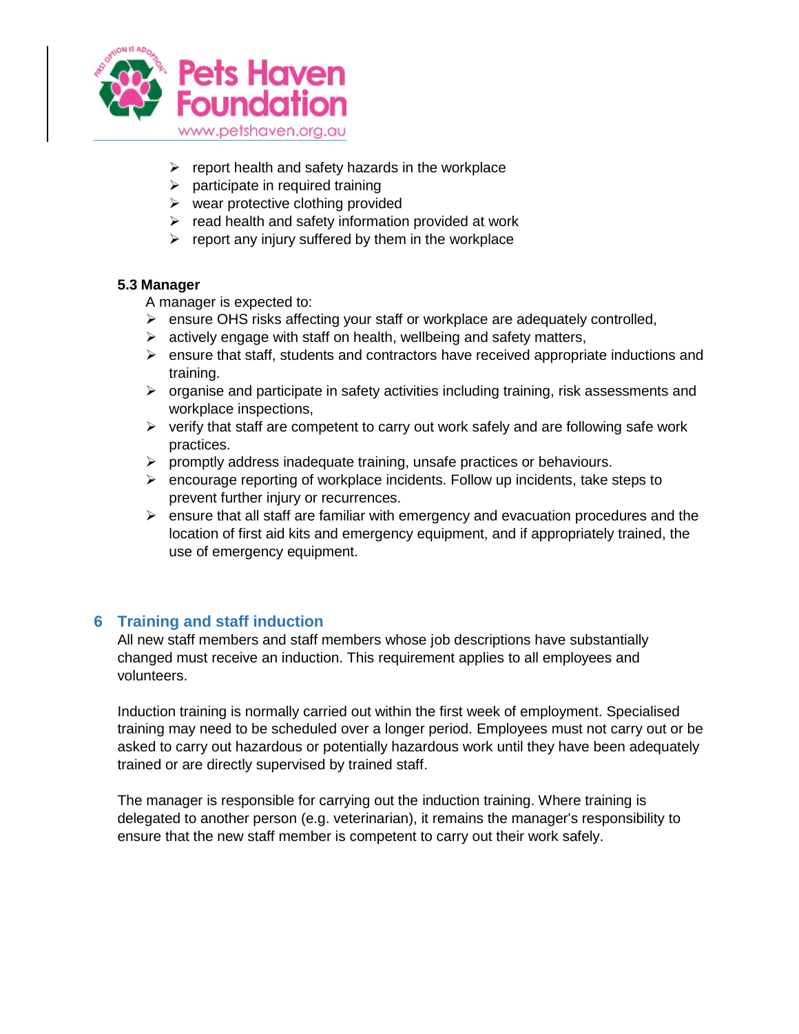- report health and safety hazards in the workplace
- participate in required training
- wear protective clothing provided
- read health and safety information provided at work
- report any injury suffered by them in the workplace

### 5.3 Manager

A manager is expected to:

- ensure OHS risks affecting your staff or workplace are adequately controlled,
- actively engage with staff on health, wellbeing and safety matters,
- ensure that staff, students and contractors have received appropriate inductions and training.
- organise and participate in safety activities including training, risk assessments and workplace inspections,
- verify that staff are competent to carry out work safely and are following safe work practices.
- promptly address inadequate training, unsafe practices or behaviours.
- encourage reporting of workplace incidents. Follow up incidents, take steps to prevent further injury or recurrences.
- ensure that all staff are familiar with emergency and evacuation procedures and the location of first aid kits and emergency equipment, and if appropriately trained, the use of emergency equipment.

## 6 Training and staff induction

All new staff members and staff members whose job descriptions have substantially changed must receive an induction. This requirement applies to all employees and volunteers.

Induction training is normally carried out within the first week of employment. Specialised training may need to be scheduled over a longer period. Employees must not carry out or be asked to carry out hazardous or potentially hazardous work until they have been adequately trained or are directly supervised by trained staff.

The manager is responsible for carrying out the induction training. Where training is delegated to another person (e.g. veterinarian), it remains the manager's responsibility to ensure that the new staff member is competent to carry out their work safely.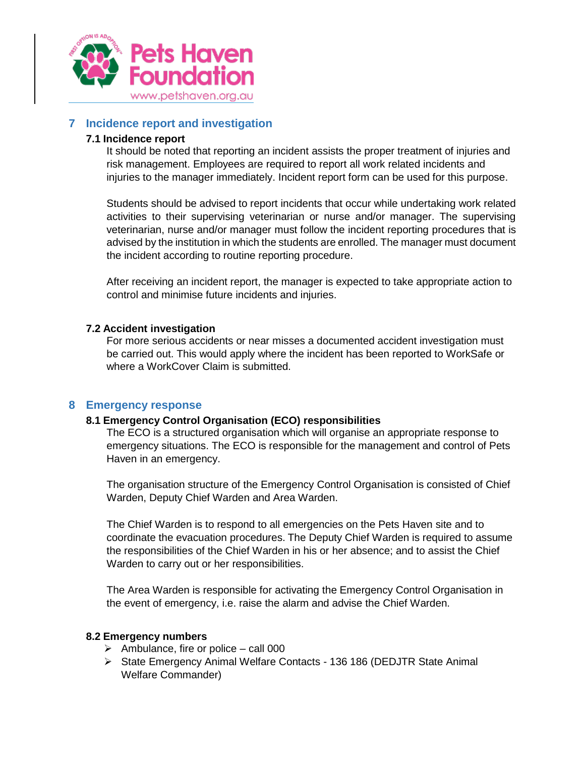## 7 Incidence report and investigation

### 7.1 Incidence report

It should be noted that reporting an incident assists the proper treatment of injuries and risk management. Employees are required to report all work related incidents and injuries to the manager immediately. Incident report form can be used for this purpose.

Students should be advised to report incidents that occur while undertaking work related activities to their supervising veterinarian or nurse and/or manager. The supervising veterinarian, nurse and/or manager must follow the incident reporting procedures that is advised by the institution in which the students are enrolled. The manager must document the incident according to routine reporting procedure.

After receiving an incident report, the manager is expected to take appropriate action to control and minimise future incidents and injuries.

### 7.2 Accident investigation

For more serious accidents or near misses a documented accident investigation must be carried out. This would apply where the incident has been reported to WorkSafe or where a WorkCover Claim is submitted.

## 8 Emergency response

### 8.1 Emergency Control Organisation (ECO) responsibilities

The ECO is a structured organisation which will organise an appropriate response to emergency situations. The ECO is responsible for the management and control of Pets Haven in an emergency.

The organisation structure of the Emergency Control Organisation is consisted of Chief Warden, Deputy Chief Warden and Area Warden.

The Chief Warden is to respond to all emergencies on the Pets Haven site and to coordinate the evacuation procedures. The Deputy Chief Warden is required to assume the responsibilities of the Chief Warden in his or her absence; and to assist the Chief Warden to carry out or her responsibilities.

The Area Warden is responsible for activating the Emergency Control Organisation in the event of emergency, i.e. raise the alarm and advise the Chief Warden.

### 8.2 Emergency numbers

- Ambulance, fire or police – call 000
- State Emergency Animal Welfare Contacts - 136 186 (DEDJTR State Animal Welfare Commander)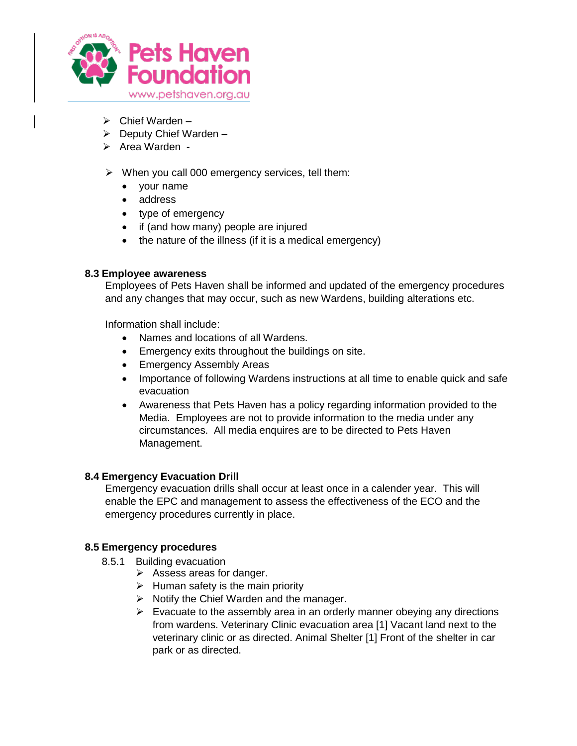- Chief Warden –
- Deputy Chief Warden –
- Area Warden -

- When you call 000 emergency services, tell them:
  - your name
  - address
  - type of emergency
  - if (and how many) people are injured
  - the nature of the illness (if it is a medical emergency)

**8.3 Employee awareness**

Employees of Pets Haven shall be informed and updated of the emergency procedures and any changes that may occur, such as new Wardens, building alterations etc.

Information shall include:

- Names and locations of all Wardens.
- Emergency exits throughout the buildings on site.
- Emergency Assembly Areas
- Importance of following Wardens instructions at all time to enable quick and safe evacuation
- Awareness that Pets Haven has a policy regarding information provided to the Media. Employees are not to provide information to the media under any circumstances. All media enquires are to be directed to Pets Haven Management.

**8.4 Emergency Evacuation Drill**

Emergency evacuation drills shall occur at least once in a calender year. This will enable the EPC and management to assess the effectiveness of the ECO and the emergency procedures currently in place.

**8.5 Emergency procedures**

8.5.1 Building evacuation

- Assess areas for danger.
- Human safety is the main priority
- Notify the Chief Warden and the manager.
- Evacuate to the assembly area in an orderly manner obeying any directions from wardens. Veterinary Clinic evacuation area [1] Vacant land next to the veterinary clinic or as directed. Animal Shelter [1] Front of the shelter in car park or as directed.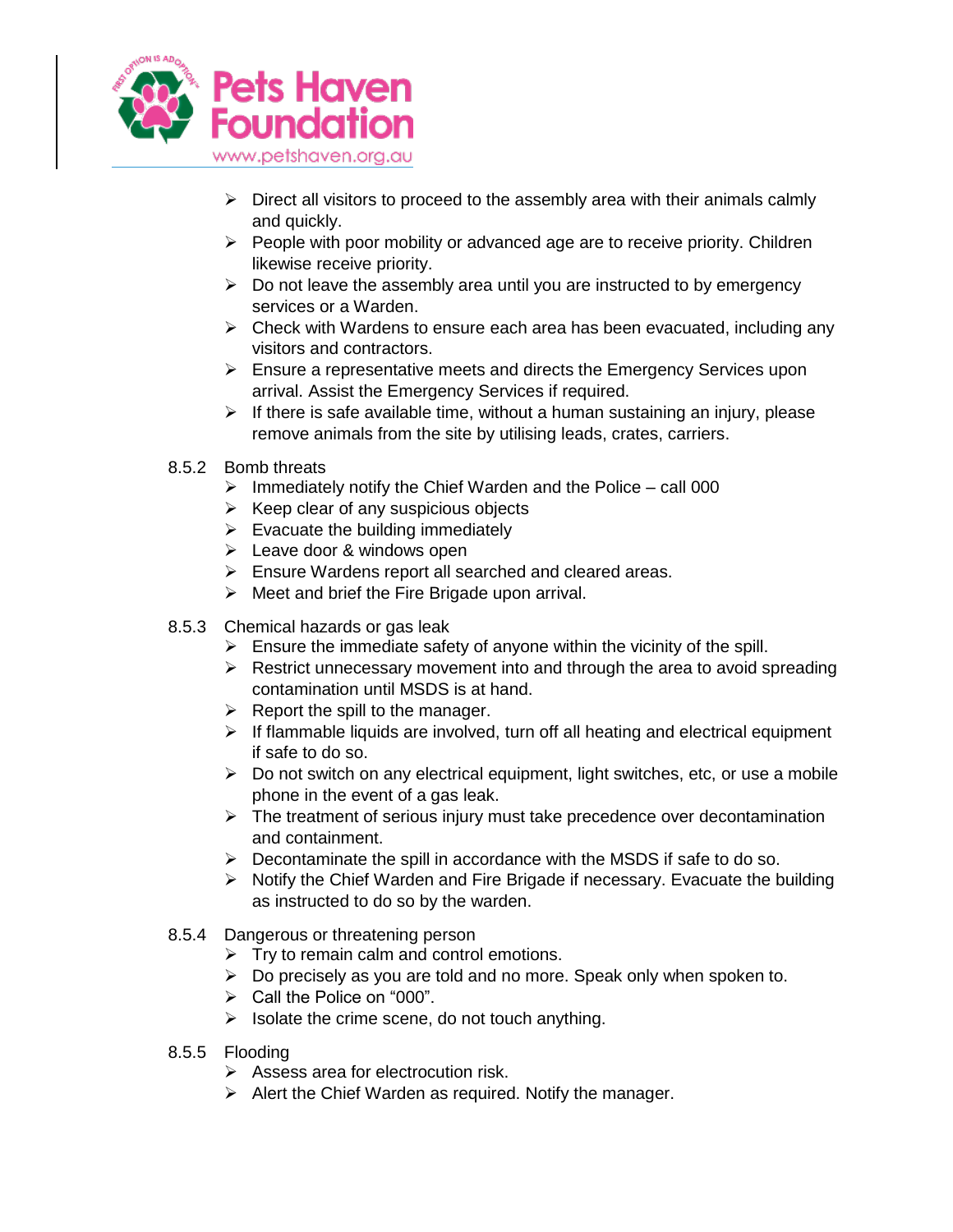- Direct all visitors to proceed to the assembly area with their animals calmly and quickly.
- People with poor mobility or advanced age are to receive priority. Children likewise receive priority.
- Do not leave the assembly area until you are instructed to by emergency services or a Warden.
- Check with Wardens to ensure each area has been evacuated, including any visitors and contractors.
- Ensure a representative meets and directs the Emergency Services upon arrival. Assist the Emergency Services if required.
- If there is safe available time, without a human sustaining an injury, please remove animals from the site by utilising leads, crates, carriers.

#### 8.5.2 Bomb threats

- Immediately notify the Chief Warden and the Police – call 000
- Keep clear of any suspicious objects
- Evacuate the building immediately
- Leave door & windows open
- Ensure Wardens report all searched and cleared areas.
- Meet and brief the Fire Brigade upon arrival.

#### 8.5.3 Chemical hazards or gas leak

- Ensure the immediate safety of anyone within the vicinity of the spill.
- Restrict unnecessary movement into and through the area to avoid spreading contamination until MSDS is at hand.
- Report the spill to the manager.
- If flammable liquids are involved, turn off all heating and electrical equipment if safe to do so.
- Do not switch on any electrical equipment, light switches, etc, or use a mobile phone in the event of a gas leak.
- The treatment of serious injury must take precedence over decontamination and containment.
- Decontaminate the spill in accordance with the MSDS if safe to do so.
- Notify the Chief Warden and Fire Brigade if necessary. Evacuate the building as instructed to do so by the warden.

#### 8.5.4 Dangerous or threatening person

- Try to remain calm and control emotions.
- Do precisely as you are told and no more. Speak only when spoken to.
- Call the Police on "000".
- Isolate the crime scene, do not touch anything.

#### 8.5.5 Flooding

- Assess area for electrocution risk.
- Alert the Chief Warden as required. Notify the manager.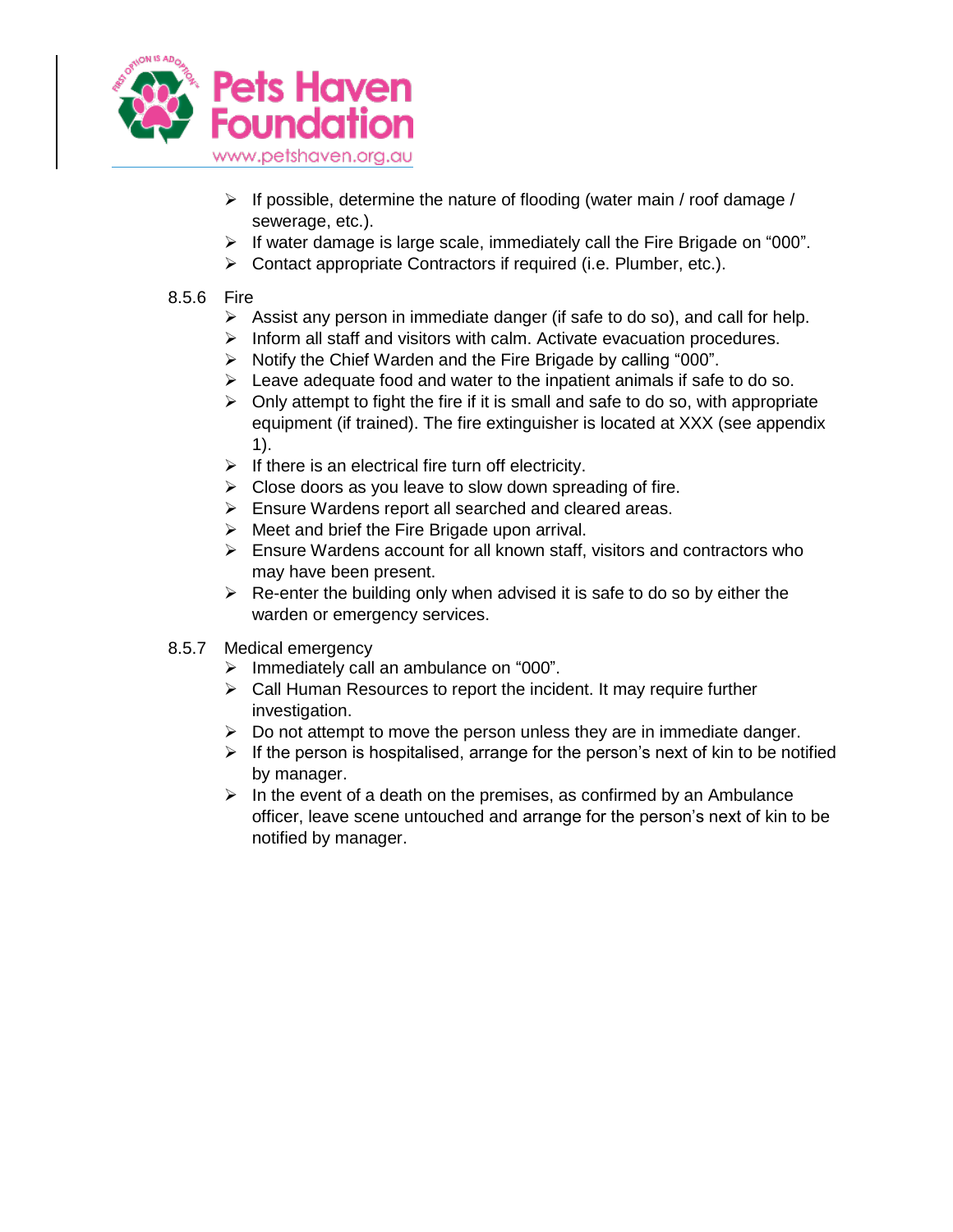- If possible, determine the nature of flooding (water main / roof damage / sewerage, etc.).
- If water damage is large scale, immediately call the Fire Brigade on “000”.
- Contact appropriate Contractors if required (i.e. Plumber, etc.).

8.5.6 Fire

- Assist any person in immediate danger (if safe to do so), and call for help.
- Inform all staff and visitors with calm. Activate evacuation procedures.
- Notify the Chief Warden and the Fire Brigade by calling “000”.
- Leave adequate food and water to the inpatient animals if safe to do so.
- Only attempt to fight the fire if it is small and safe to do so, with appropriate equipment (if trained). The fire extinguisher is located at XXX (see appendix 1).
- If there is an electrical fire turn off electricity.
- Close doors as you leave to slow down spreading of fire.
- Ensure Wardens report all searched and cleared areas.
- Meet and brief the Fire Brigade upon arrival.
- Ensure Wardens account for all known staff, visitors and contractors who may have been present.
- Re-enter the building only when advised it is safe to do so by either the warden or emergency services.

8.5.7 Medical emergency

- Immediately call an ambulance on “000”.
- Call Human Resources to report the incident. It may require further investigation.
- Do not attempt to move the person unless they are in immediate danger.
- If the person is hospitalised, arrange for the person’s next of kin to be notified by manager.
- In the event of a death on the premises, as confirmed by an Ambulance officer, leave scene untouched and arrange for the person’s next of kin to be notified by manager.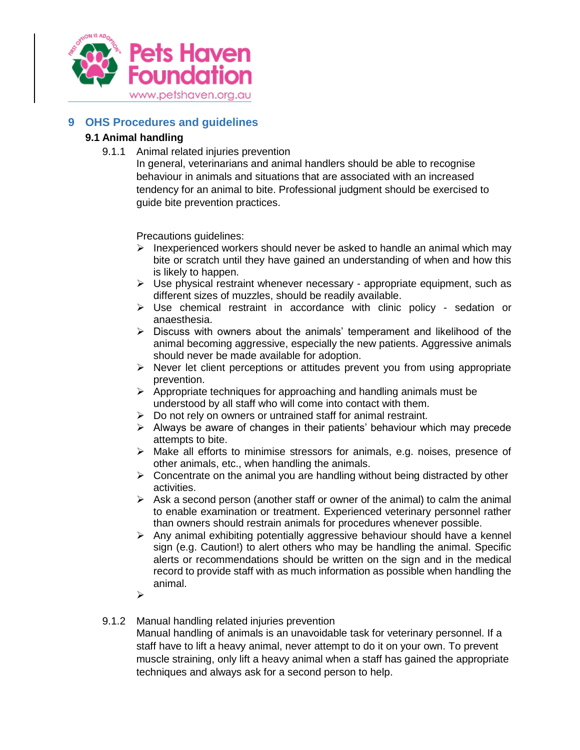# 9 OHS Procedures and guidelines

## 9.1 Animal handling

### 9.1.1 Animal related injuries prevention

In general, veterinarians and animal handlers should be able to recognise behaviour in animals and situations that are associated with an increased tendency for an animal to bite. Professional judgment should be exercised to guide bite prevention practices.

Precautions guidelines:

- Inexperienced workers should never be asked to handle an animal which may bite or scratch until they have gained an understanding of when and how this is likely to happen.
- Use physical restraint whenever necessary - appropriate equipment, such as different sizes of muzzles, should be readily available.
- Use chemical restraint in accordance with clinic policy - sedation or anaesthesia.
- Discuss with owners about the animals' temperament and likelihood of the animal becoming aggressive, especially the new patients. Aggressive animals should never be made available for adoption.
- Never let client perceptions or attitudes prevent you from using appropriate prevention.
- Appropriate techniques for approaching and handling animals must be understood by all staff who will come into contact with them.
- Do not rely on owners or untrained staff for animal restraint.
- Always be aware of changes in their patients' behaviour which may precede attempts to bite.
- Make all efforts to minimise stressors for animals, e.g. noises, presence of other animals, etc., when handling the animals.
- Concentrate on the animal you are handling without being distracted by other activities.
- Ask a second person (another staff or owner of the animal) to calm the animal to enable examination or treatment. Experienced veterinary personnel rather than owners should restrain animals for procedures whenever possible.
- Any animal exhibiting potentially aggressive behaviour should have a kennel sign (e.g. Caution!) to alert others who may be handling the animal. Specific alerts or recommendations should be written on the sign and in the medical record to provide staff with as much information as possible when handling the animal.

### 9.1.2 Manual handling related injuries prevention

Manual handling of animals is an unavoidable task for veterinary personnel. If a staff have to lift a heavy animal, never attempt to do it on your own. To prevent muscle straining, only lift a heavy animal when a staff has gained the appropriate techniques and always ask for a second person to help.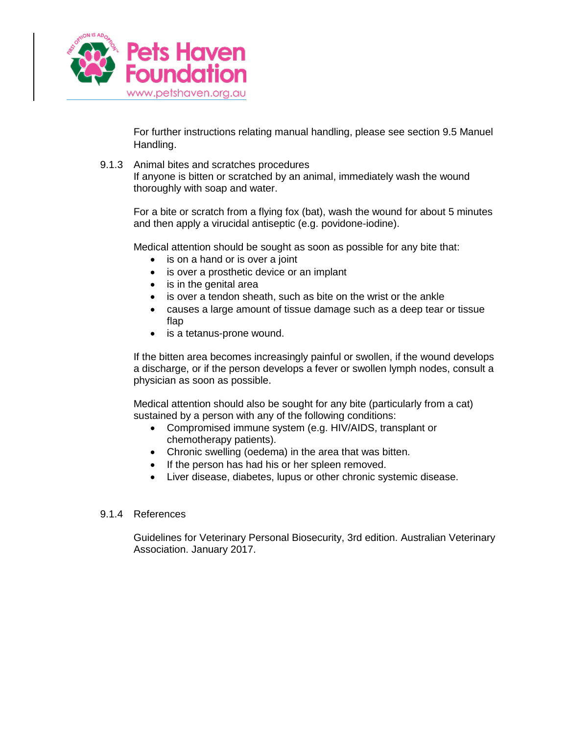For further instructions relating manual handling, please see section 9.5 Manuel Handling.

### 9.1.3 Animal bites and scratches procedures

If anyone is bitten or scratched by an animal, immediately wash the wound thoroughly with soap and water.

For a bite or scratch from a flying fox (bat), wash the wound for about 5 minutes and then apply a virucidal antiseptic (e.g. povidone-iodine).

Medical attention should be sought as soon as possible for any bite that:

- is on a hand or is over a joint
- is over a prosthetic device or an implant
- is in the genital area
- is over a tendon sheath, such as bite on the wrist or the ankle
- causes a large amount of tissue damage such as a deep tear or tissue flap
- is a tetanus-prone wound.

If the bitten area becomes increasingly painful or swollen, if the wound develops a discharge, or if the person develops a fever or swollen lymph nodes, consult a physician as soon as possible.

Medical attention should also be sought for any bite (particularly from a cat) sustained by a person with any of the following conditions:

- Compromised immune system (e.g. HIV/AIDS, transplant or chemotherapy patients).
- Chronic swelling (oedema) in the area that was bitten.
- If the person has had his or her spleen removed.
- Liver disease, diabetes, lupus or other chronic systemic disease.

### 9.1.4 References

Guidelines for Veterinary Personal Biosecurity, 3rd edition. Australian Veterinary Association. January 2017.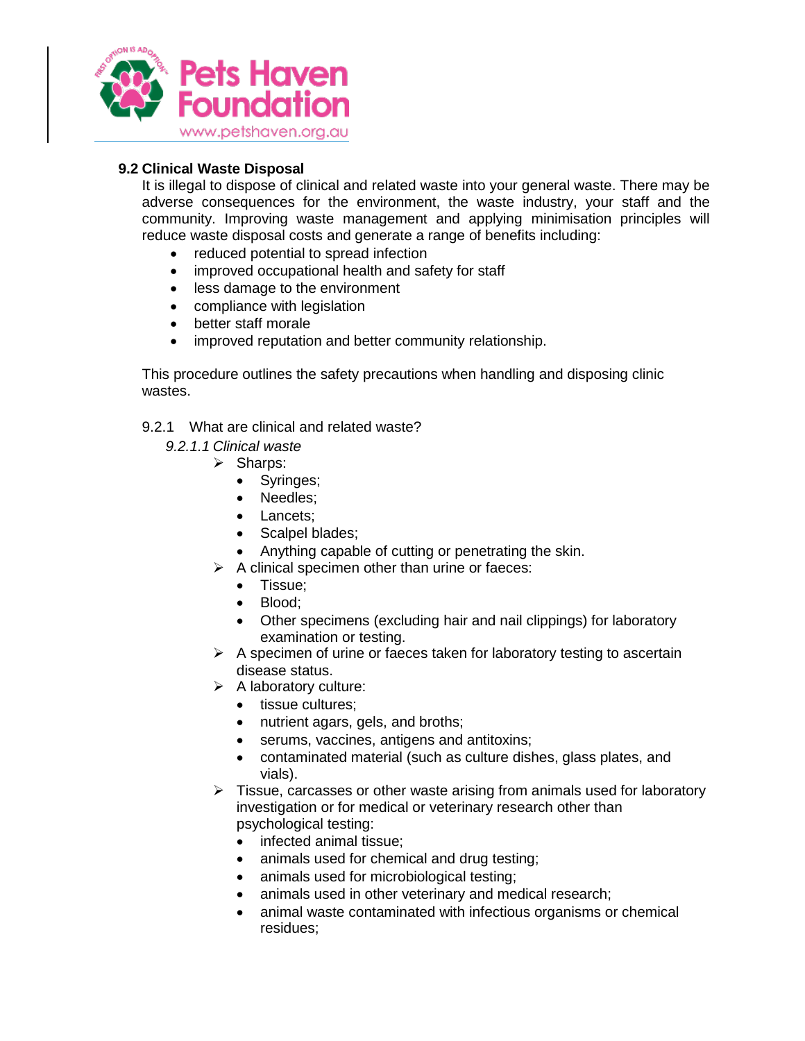## 9.2 Clinical Waste Disposal

It is illegal to dispose of clinical and related waste into your general waste. There may be adverse consequences for the environment, the waste industry, your staff and the community. Improving waste management and applying minimisation principles will reduce waste disposal costs and generate a range of benefits including:

- reduced potential to spread infection
- improved occupational health and safety for staff
- less damage to the environment
- compliance with legislation
- better staff morale
- improved reputation and better community relationship.

This procedure outlines the safety precautions when handling and disposing clinic wastes.

### 9.2.1 What are clinical and related waste?

*9.2.1.1 Clinical waste*

- Sharps:
  - Syringes;
  - Needles;
  - Lancets;
  - Scalpel blades;
  - Anything capable of cutting or penetrating the skin.
- A clinical specimen other than urine or faeces:
  - Tissue;
  - Blood;
  - Other specimens (excluding hair and nail clippings) for laboratory examination or testing.
- A specimen of urine or faeces taken for laboratory testing to ascertain disease status.
- A laboratory culture:
  - tissue cultures;
  - nutrient agars, gels, and broths;
  - serums, vaccines, antigens and antitoxins;
  - contaminated material (such as culture dishes, glass plates, and vials).
- Tissue, carcasses or other waste arising from animals used for laboratory investigation or for medical or veterinary research other than psychological testing:
  - infected animal tissue;
  - animals used for chemical and drug testing;
  - animals used for microbiological testing;
  - animals used in other veterinary and medical research;
  - animal waste contaminated with infectious organisms or chemical residues;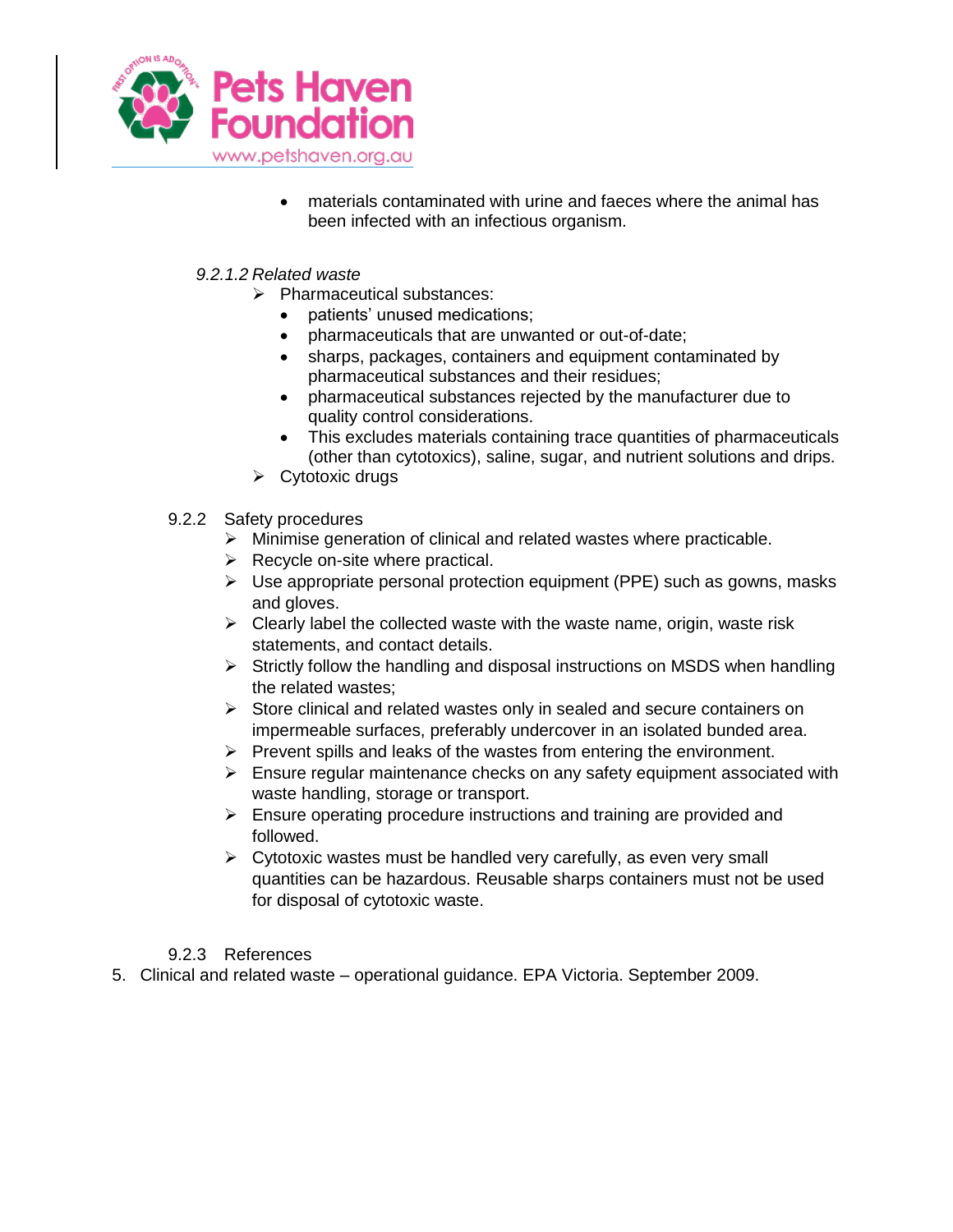- materials contaminated with urine and faeces where the animal has been infected with an infectious organism.

*9.2.1.2 Related waste*

- Pharmaceutical substances:
  - patients' unused medications;
  - pharmaceuticals that are unwanted or out-of-date;
  - sharps, packages, containers and equipment contaminated by pharmaceutical substances and their residues;
  - pharmaceutical substances rejected by the manufacturer due to quality control considerations.
  - This excludes materials containing trace quantities of pharmaceuticals (other than cytotoxics), saline, sugar, and nutrient solutions and drips.
- Cytotoxic drugs

### 9.2.2 Safety procedures

- Minimise generation of clinical and related wastes where practicable.
- Recycle on-site where practical.
- Use appropriate personal protection equipment (PPE) such as gowns, masks and gloves.
- Clearly label the collected waste with the waste name, origin, waste risk statements, and contact details.
- Strictly follow the handling and disposal instructions on MSDS when handling the related wastes;
- Store clinical and related wastes only in sealed and secure containers on impermeable surfaces, preferably undercover in an isolated bunded area.
- Prevent spills and leaks of the wastes from entering the environment.
- Ensure regular maintenance checks on any safety equipment associated with waste handling, storage or transport.
- Ensure operating procedure instructions and training are provided and followed.
- Cytotoxic wastes must be handled very carefully, as even very small quantities can be hazardous. Reusable sharps containers must not be used for disposal of cytotoxic waste.

### 9.2.3 References

5. Clinical and related waste – operational guidance. EPA Victoria. September 2009.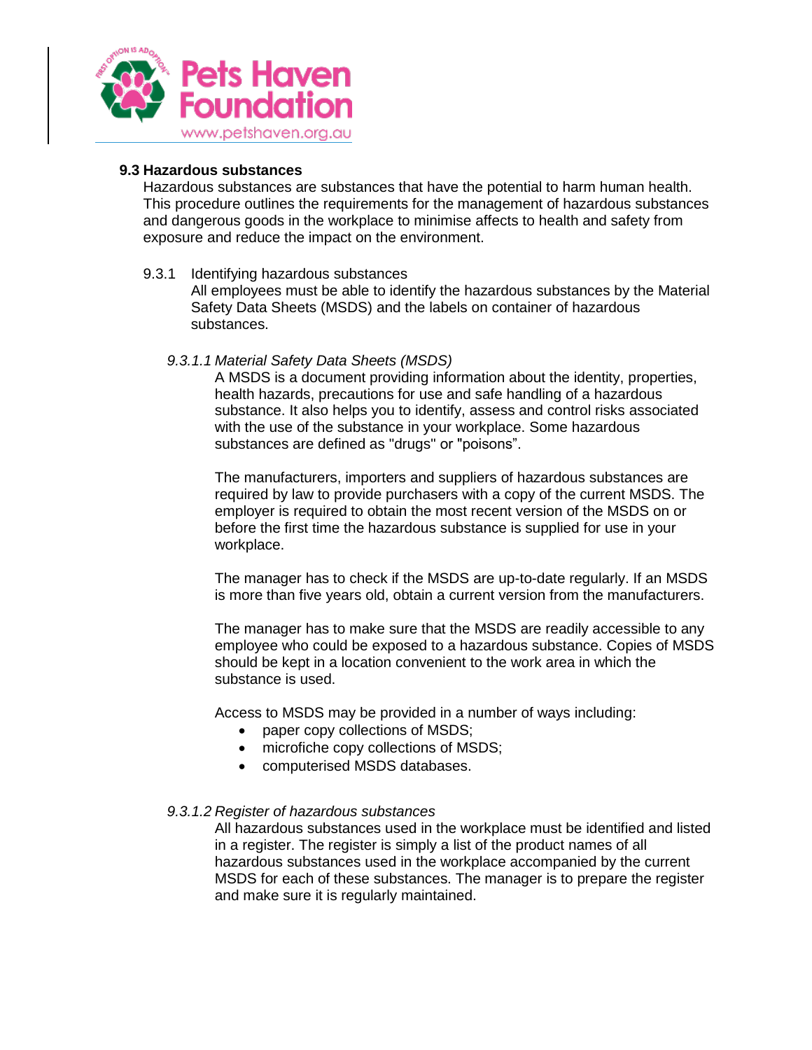### 9.3 Hazardous substances

Hazardous substances are substances that have the potential to harm human health. This procedure outlines the requirements for the management of hazardous substances and dangerous goods in the workplace to minimise affects to health and safety from exposure and reduce the impact on the environment.

9.3.1 Identifying hazardous substances

All employees must be able to identify the hazardous substances by the Material Safety Data Sheets (MSDS) and the labels on container of hazardous substances.

*9.3.1.1 Material Safety Data Sheets (MSDS)*

A MSDS is a document providing information about the identity, properties, health hazards, precautions for use and safe handling of a hazardous substance. It also helps you to identify, assess and control risks associated with the use of the substance in your workplace. Some hazardous substances are defined as "drugs" or "poisons".

The manufacturers, importers and suppliers of hazardous substances are required by law to provide purchasers with a copy of the current MSDS. The employer is required to obtain the most recent version of the MSDS on or before the first time the hazardous substance is supplied for use in your workplace.

The manager has to check if the MSDS are up-to-date regularly. If an MSDS is more than five years old, obtain a current version from the manufacturers.

The manager has to make sure that the MSDS are readily accessible to any employee who could be exposed to a hazardous substance. Copies of MSDS should be kept in a location convenient to the work area in which the substance is used.

Access to MSDS may be provided in a number of ways including:

- paper copy collections of MSDS;
- microfiche copy collections of MSDS;
- computerised MSDS databases.

*9.3.1.2 Register of hazardous substances*

All hazardous substances used in the workplace must be identified and listed in a register. The register is simply a list of the product names of all hazardous substances used in the workplace accompanied by the current MSDS for each of these substances. The manager is to prepare the register and make sure it is regularly maintained.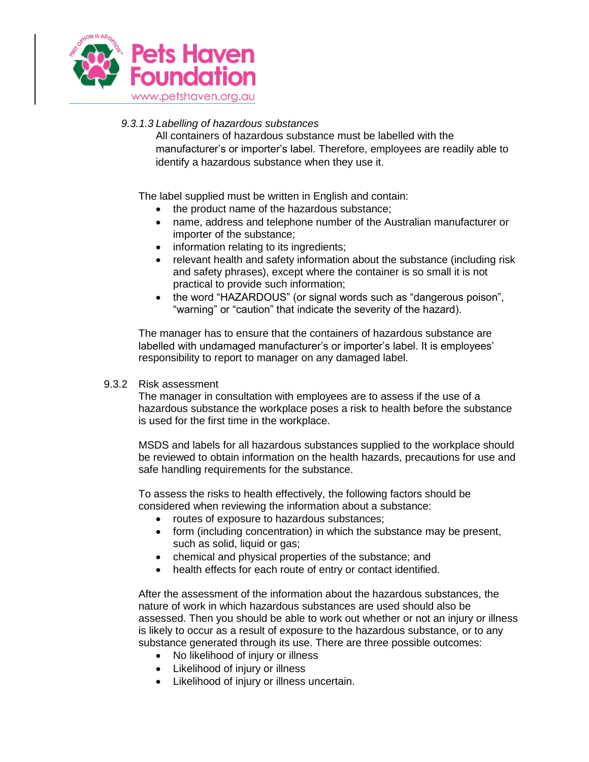*9.3.1.3 Labelling of hazardous substances*

All containers of hazardous substance must be labelled with the manufacturer's or importer's label. Therefore, employees are readily able to identify a hazardous substance when they use it.

The label supplied must be written in English and contain:

- the product name of the hazardous substance;
- name, address and telephone number of the Australian manufacturer or importer of the substance;
- information relating to its ingredients;
- relevant health and safety information about the substance (including risk and safety phrases), except where the container is so small it is not practical to provide such information;
- the word "HAZARDOUS" (or signal words such as "dangerous poison", "warning" or "caution" that indicate the severity of the hazard).

The manager has to ensure that the containers of hazardous substance are labelled with undamaged manufacturer's or importer's label. It is employees' responsibility to report to manager on any damaged label.

9.3.2 Risk assessment

The manager in consultation with employees are to assess if the use of a hazardous substance the workplace poses a risk to health before the substance is used for the first time in the workplace.

MSDS and labels for all hazardous substances supplied to the workplace should be reviewed to obtain information on the health hazards, precautions for use and safe handling requirements for the substance.

To assess the risks to health effectively, the following factors should be considered when reviewing the information about a substance:

- routes of exposure to hazardous substances;
- form (including concentration) in which the substance may be present, such as solid, liquid or gas;
- chemical and physical properties of the substance; and
- health effects for each route of entry or contact identified.

After the assessment of the information about the hazardous substances, the nature of work in which hazardous substances are used should also be assessed. Then you should be able to work out whether or not an injury or illness is likely to occur as a result of exposure to the hazardous substance, or to any substance generated through its use. There are three possible outcomes:

- No likelihood of injury or illness
- Likelihood of injury or illness
- Likelihood of injury or illness uncertain.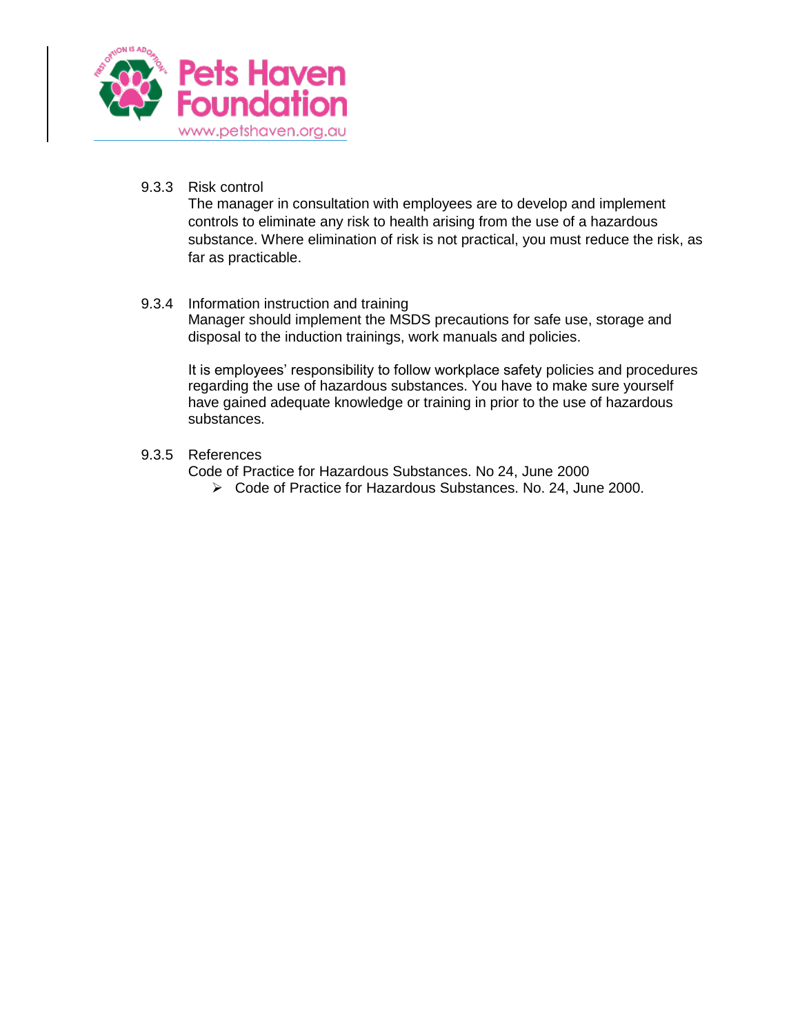### 9.3.3 Risk control

The manager in consultation with employees are to develop and implement controls to eliminate any risk to health arising from the use of a hazardous substance. Where elimination of risk is not practical, you must reduce the risk, as far as practicable.

### 9.3.4 Information instruction and training

Manager should implement the MSDS precautions for safe use, storage and disposal to the induction trainings, work manuals and policies.

It is employees' responsibility to follow workplace safety policies and procedures regarding the use of hazardous substances. You have to make sure yourself have gained adequate knowledge or training in prior to the use of hazardous substances.

### 9.3.5 References

Code of Practice for Hazardous Substances. No 24, June 2000

- Code of Practice for Hazardous Substances. No. 24, June 2000.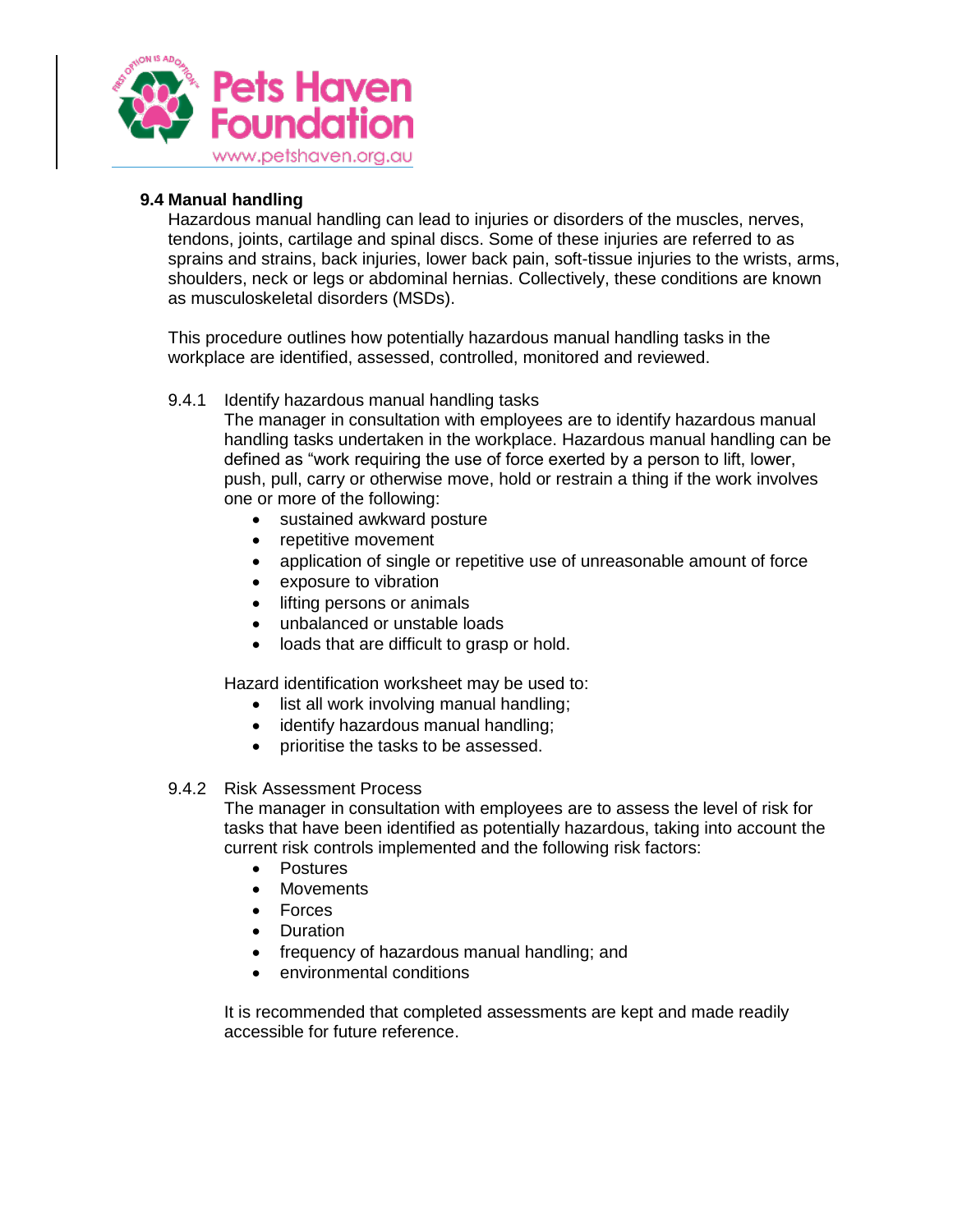**9.4 Manual handling**

Hazardous manual handling can lead to injuries or disorders of the muscles, nerves, tendons, joints, cartilage and spinal discs. Some of these injuries are referred to as sprains and strains, back injuries, lower back pain, soft-tissue injuries to the wrists, arms, shoulders, neck or legs or abdominal hernias. Collectively, these conditions are known as musculoskeletal disorders (MSDs).

This procedure outlines how potentially hazardous manual handling tasks in the workplace are identified, assessed, controlled, monitored and reviewed.

9.4.1 Identify hazardous manual handling tasks

The manager in consultation with employees are to identify hazardous manual handling tasks undertaken in the workplace. Hazardous manual handling can be defined as "work requiring the use of force exerted by a person to lift, lower, push, pull, carry or otherwise move, hold or restrain a thing if the work involves one or more of the following:

- sustained awkward posture
- repetitive movement
- application of single or repetitive use of unreasonable amount of force
- exposure to vibration
- lifting persons or animals
- unbalanced or unstable loads
- loads that are difficult to grasp or hold.

Hazard identification worksheet may be used to:

- list all work involving manual handling;
- identify hazardous manual handling;
- prioritise the tasks to be assessed.

9.4.2 Risk Assessment Process

The manager in consultation with employees are to assess the level of risk for tasks that have been identified as potentially hazardous, taking into account the current risk controls implemented and the following risk factors:

- Postures
- Movements
- Forces
- Duration
- frequency of hazardous manual handling; and
- environmental conditions

It is recommended that completed assessments are kept and made readily accessible for future reference.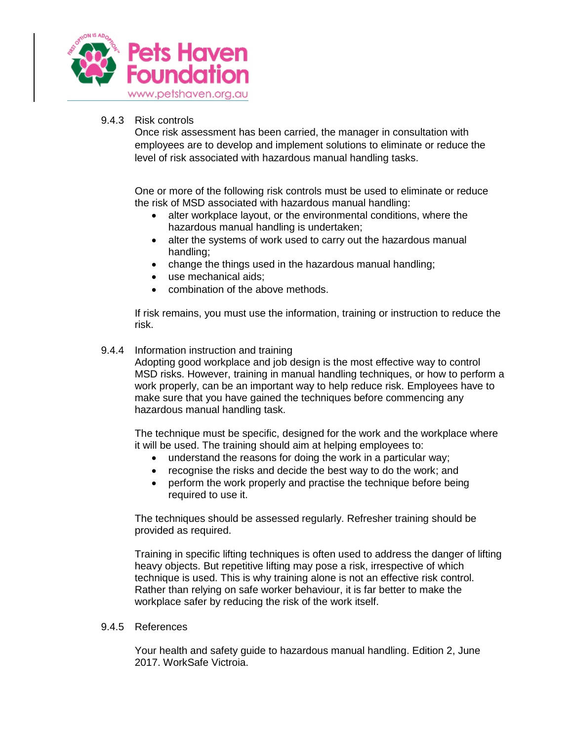### 9.4.3 Risk controls

Once risk assessment has been carried, the manager in consultation with employees are to develop and implement solutions to eliminate or reduce the level of risk associated with hazardous manual handling tasks.

One or more of the following risk controls must be used to eliminate or reduce the risk of MSD associated with hazardous manual handling:

- alter workplace layout, or the environmental conditions, where the hazardous manual handling is undertaken;
- alter the systems of work used to carry out the hazardous manual handling;
- change the things used in the hazardous manual handling;
- use mechanical aids;
- combination of the above methods.

If risk remains, you must use the information, training or instruction to reduce the risk.

### 9.4.4 Information instruction and training

Adopting good workplace and job design is the most effective way to control MSD risks. However, training in manual handling techniques, or how to perform a work properly, can be an important way to help reduce risk. Employees have to make sure that you have gained the techniques before commencing any hazardous manual handling task.

The technique must be specific, designed for the work and the workplace where it will be used. The training should aim at helping employees to:

- understand the reasons for doing the work in a particular way;
- recognise the risks and decide the best way to do the work; and
- perform the work properly and practise the technique before being required to use it.

The techniques should be assessed regularly. Refresher training should be provided as required.

Training in specific lifting techniques is often used to address the danger of lifting heavy objects. But repetitive lifting may pose a risk, irrespective of which technique is used. This is why training alone is not an effective risk control. Rather than relying on safe worker behaviour, it is far better to make the workplace safer by reducing the risk of the work itself.

### 9.4.5 References

Your health and safety guide to hazardous manual handling. Edition 2, June 2017. WorkSafe Victroia.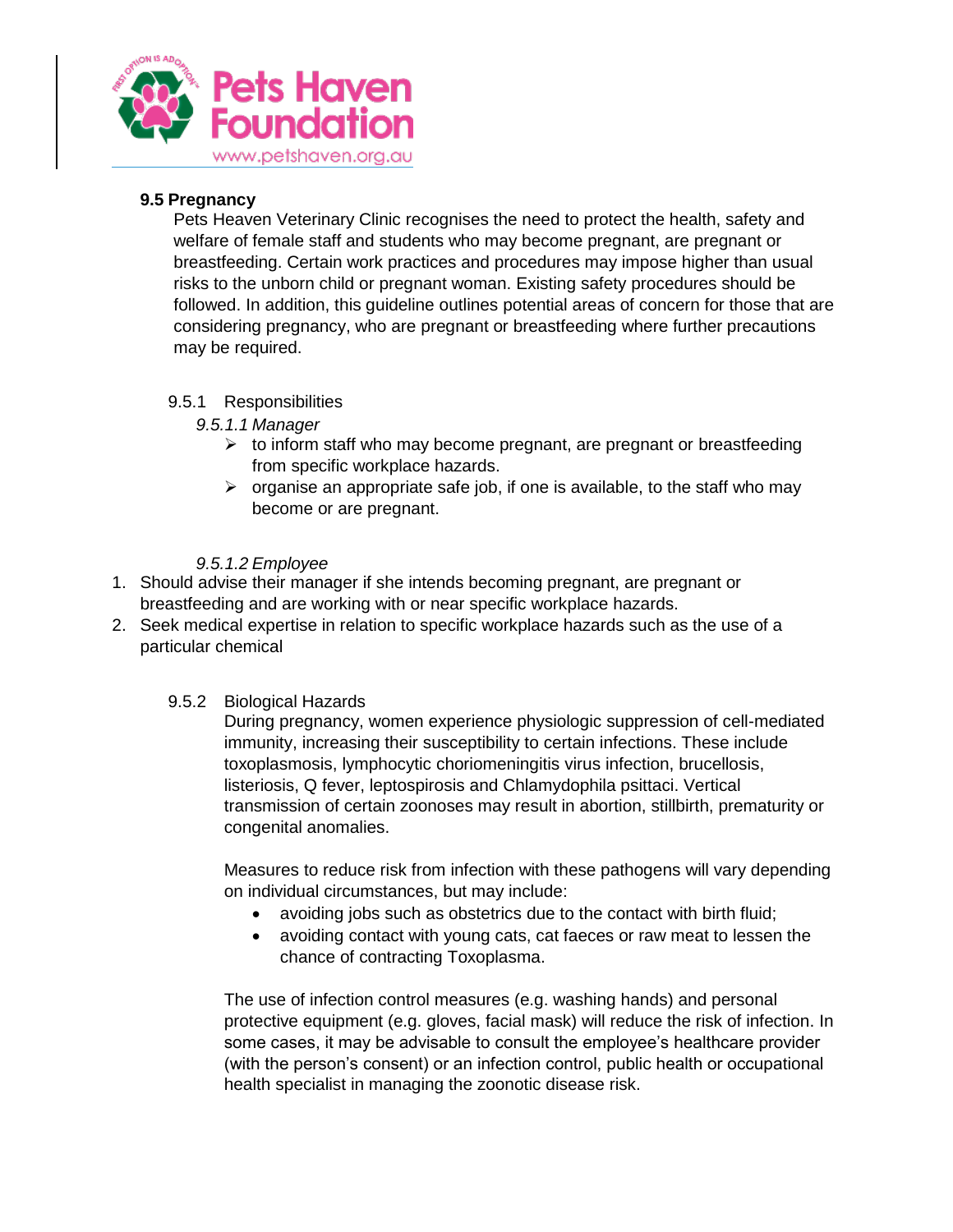### 9.5 Pregnancy

Pets Heaven Veterinary Clinic recognises the need to protect the health, safety and welfare of female staff and students who may become pregnant, are pregnant or breastfeeding. Certain work practices and procedures may impose higher than usual risks to the unborn child or pregnant woman. Existing safety procedures should be followed. In addition, this guideline outlines potential areas of concern for those that are considering pregnancy, who are pregnant or breastfeeding where further precautions may be required.

#### 9.5.1 Responsibilities

*9.5.1.1 Manager*

- to inform staff who may become pregnant, are pregnant or breastfeeding from specific workplace hazards.
- organise an appropriate safe job, if one is available, to the staff who may become or are pregnant.

*9.5.1.2 Employee*

1. Should advise their manager if she intends becoming pregnant, are pregnant or breastfeeding and are working with or near specific workplace hazards.
2. Seek medical expertise in relation to specific workplace hazards such as the use of a particular chemical

#### 9.5.2 Biological Hazards

During pregnancy, women experience physiologic suppression of cell-mediated immunity, increasing their susceptibility to certain infections. These include toxoplasmosis, lymphocytic choriomeningitis virus infection, brucellosis, listeriosis, Q fever, leptospirosis and Chlamydophila psittaci. Vertical transmission of certain zoonoses may result in abortion, stillbirth, prematurity or congenital anomalies.

Measures to reduce risk from infection with these pathogens will vary depending on individual circumstances, but may include:

- avoiding jobs such as obstetrics due to the contact with birth fluid;
- avoiding contact with young cats, cat faeces or raw meat to lessen the chance of contracting Toxoplasma.

The use of infection control measures (e.g. washing hands) and personal protective equipment (e.g. gloves, facial mask) will reduce the risk of infection. In some cases, it may be advisable to consult the employee's healthcare provider (with the person's consent) or an infection control, public health or occupational health specialist in managing the zoonotic disease risk.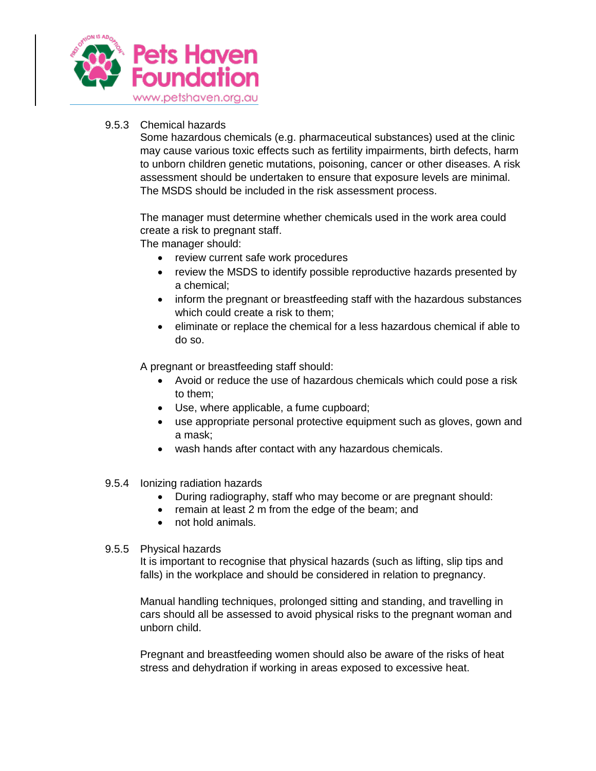### 9.5.3 Chemical hazards

Some hazardous chemicals (e.g. pharmaceutical substances) used at the clinic may cause various toxic effects such as fertility impairments, birth defects, harm to unborn children genetic mutations, poisoning, cancer or other diseases. A risk assessment should be undertaken to ensure that exposure levels are minimal. The MSDS should be included in the risk assessment process.

The manager must determine whether chemicals used in the work area could create a risk to pregnant staff.

The manager should:

- review current safe work procedures
- review the MSDS to identify possible reproductive hazards presented by a chemical;
- inform the pregnant or breastfeeding staff with the hazardous substances which could create a risk to them;
- eliminate or replace the chemical for a less hazardous chemical if able to do so.

A pregnant or breastfeeding staff should:

- Avoid or reduce the use of hazardous chemicals which could pose a risk to them;
- Use, where applicable, a fume cupboard;
- use appropriate personal protective equipment such as gloves, gown and a mask;
- wash hands after contact with any hazardous chemicals.

### 9.5.4 Ionizing radiation hazards

- During radiography, staff who may become or are pregnant should:
- remain at least 2 m from the edge of the beam; and
- not hold animals.

### 9.5.5 Physical hazards

It is important to recognise that physical hazards (such as lifting, slip tips and falls) in the workplace and should be considered in relation to pregnancy.

Manual handling techniques, prolonged sitting and standing, and travelling in cars should all be assessed to avoid physical risks to the pregnant woman and unborn child.

Pregnant and breastfeeding women should also be aware of the risks of heat stress and dehydration if working in areas exposed to excessive heat.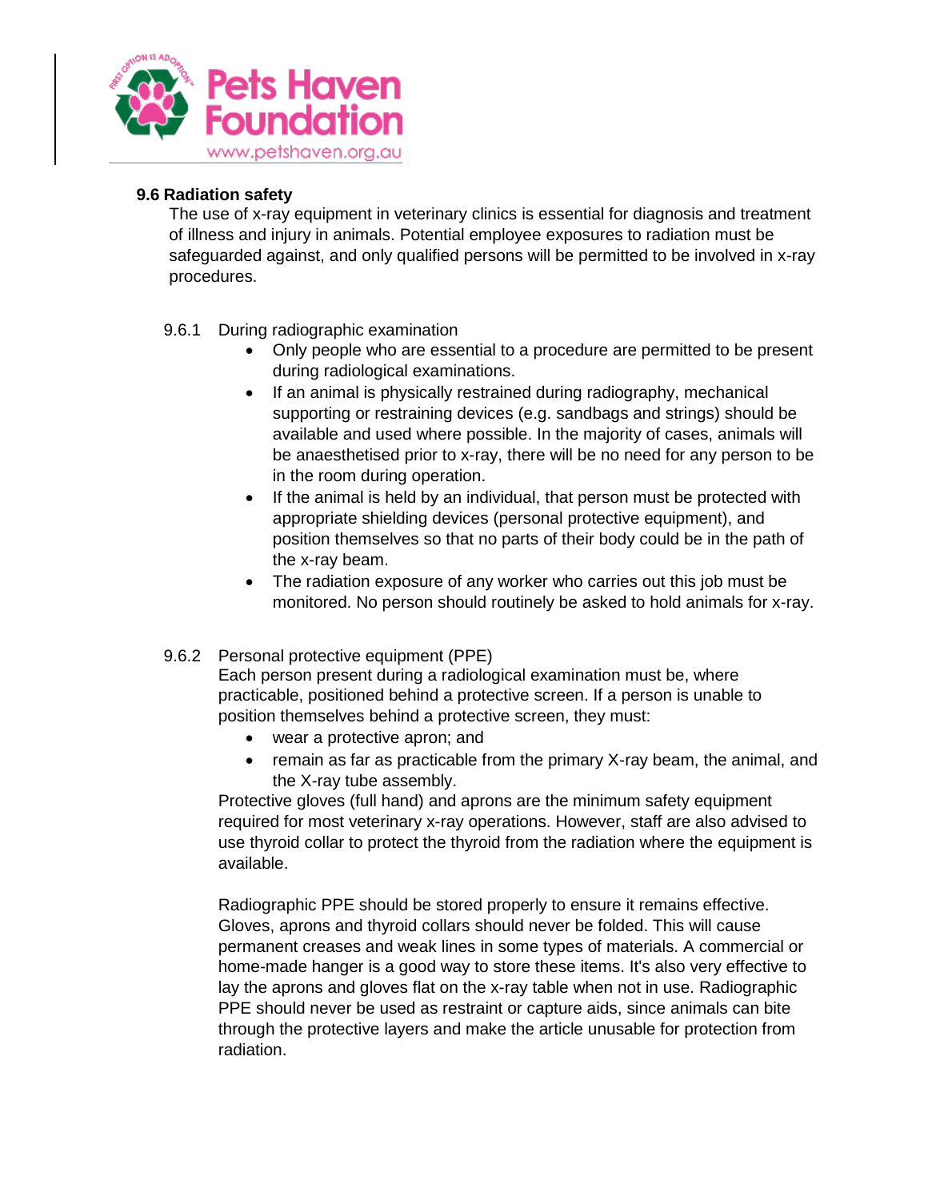### 9.6 Radiation safety

The use of x-ray equipment in veterinary clinics is essential for diagnosis and treatment of illness and injury in animals. Potential employee exposures to radiation must be safeguarded against, and only qualified persons will be permitted to be involved in x-ray procedures.

9.6.1 During radiographic examination

- Only people who are essential to a procedure are permitted to be present during radiological examinations.
- If an animal is physically restrained during radiography, mechanical supporting or restraining devices (e.g. sandbags and strings) should be available and used where possible. In the majority of cases, animals will be anaesthetised prior to x-ray, there will be no need for any person to be in the room during operation.
- If the animal is held by an individual, that person must be protected with appropriate shielding devices (personal protective equipment), and position themselves so that no parts of their body could be in the path of the x-ray beam.
- The radiation exposure of any worker who carries out this job must be monitored. No person should routinely be asked to hold animals for x-ray.

9.6.2 Personal protective equipment (PPE)

Each person present during a radiological examination must be, where practicable, positioned behind a protective screen. If a person is unable to position themselves behind a protective screen, they must:

- wear a protective apron; and
- remain as far as practicable from the primary X-ray beam, the animal, and the X-ray tube assembly.

Protective gloves (full hand) and aprons are the minimum safety equipment required for most veterinary x-ray operations. However, staff are also advised to use thyroid collar to protect the thyroid from the radiation where the equipment is available.

Radiographic PPE should be stored properly to ensure it remains effective. Gloves, aprons and thyroid collars should never be folded. This will cause permanent creases and weak lines in some types of materials. A commercial or home-made hanger is a good way to store these items. It's also very effective to lay the aprons and gloves flat on the x-ray table when not in use. Radiographic PPE should never be used as restraint or capture aids, since animals can bite through the protective layers and make the article unusable for protection from radiation.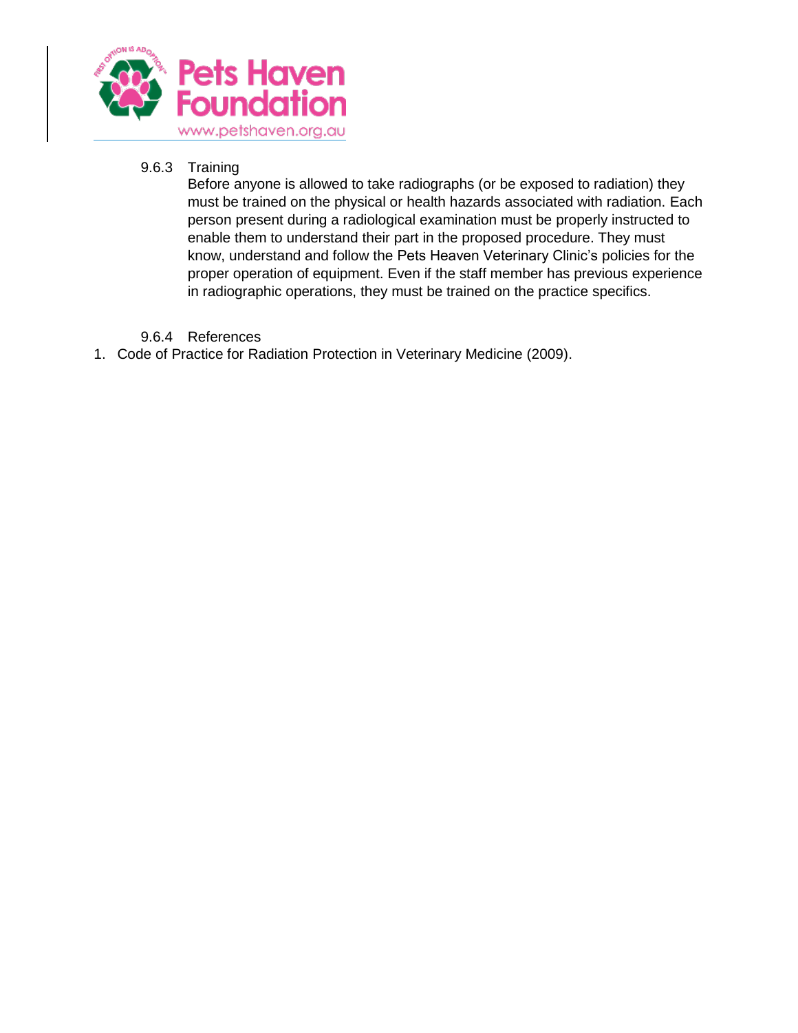### 9.6.3 Training

Before anyone is allowed to take radiographs (or be exposed to radiation) they must be trained on the physical or health hazards associated with radiation. Each person present during a radiological examination must be properly instructed to enable them to understand their part in the proposed procedure. They must know, understand and follow the Pets Heaven Veterinary Clinic's policies for the proper operation of equipment. Even if the staff member has previous experience in radiographic operations, they must be trained on the practice specifics.

### 9.6.4 References

1. Code of Practice for Radiation Protection in Veterinary Medicine (2009).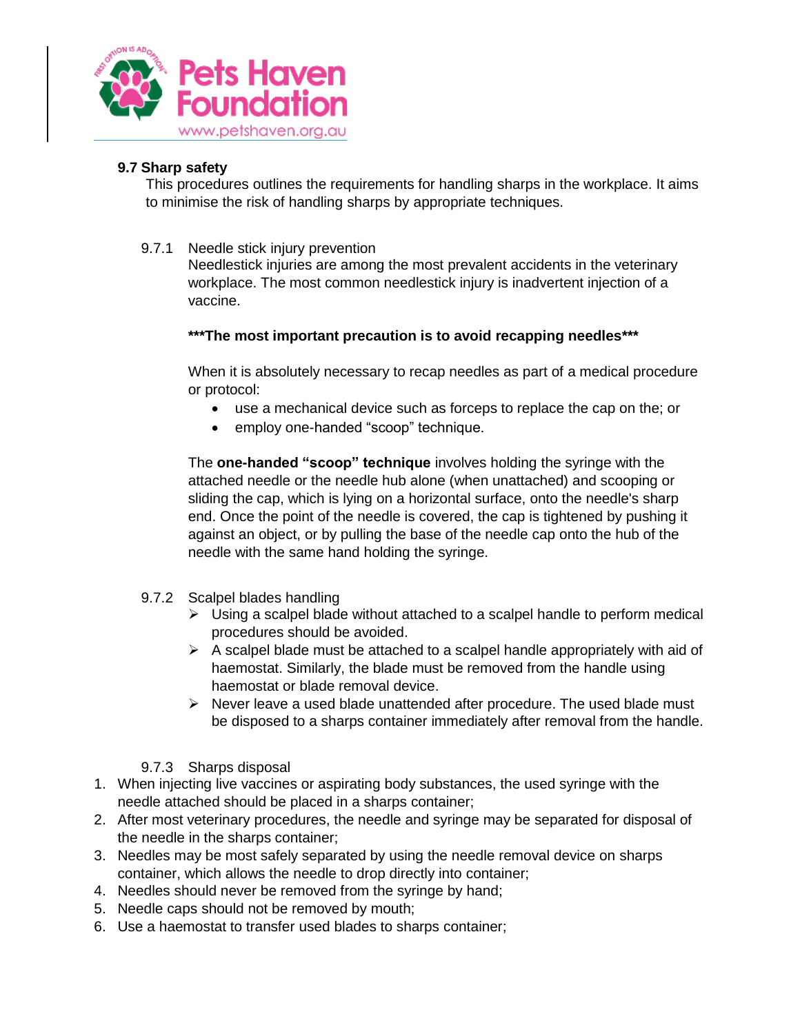### 9.7 Sharp safety

This procedures outlines the requirements for handling sharps in the workplace. It aims to minimise the risk of handling sharps by appropriate techniques.

#### 9.7.1 Needle stick injury prevention

Needlestick injuries are among the most prevalent accidents in the veterinary workplace. The most common needlestick injury is inadvertent injection of a vaccine.

**\*\*\*The most important precaution is to avoid recapping needles\*\*\***

When it is absolutely necessary to recap needles as part of a medical procedure or protocol:

- use a mechanical device such as forceps to replace the cap on the; or
- employ one-handed "scoop" technique.

The **one-handed "scoop" technique** involves holding the syringe with the attached needle or the needle hub alone (when unattached) and scooping or sliding the cap, which is lying on a horizontal surface, onto the needle's sharp end. Once the point of the needle is covered, the cap is tightened by pushing it against an object, or by pulling the base of the needle cap onto the hub of the needle with the same hand holding the syringe.

#### 9.7.2 Scalpel blades handling

- Using a scalpel blade without attached to a scalpel handle to perform medical procedures should be avoided.
- A scalpel blade must be attached to a scalpel handle appropriately with aid of haemostat. Similarly, the blade must be removed from the handle using haemostat or blade removal device.
- Never leave a used blade unattended after procedure. The used blade must be disposed to a sharps container immediately after removal from the handle.

#### 9.7.3 Sharps disposal

1. When injecting live vaccines or aspirating body substances, the used syringe with the needle attached should be placed in a sharps container;
2. After most veterinary procedures, the needle and syringe may be separated for disposal of the needle in the sharps container;
3. Needles may be most safely separated by using the needle removal device on sharps container, which allows the needle to drop directly into container;
4. Needles should never be removed from the syringe by hand;
5. Needle caps should not be removed by mouth;
6. Use a haemostat to transfer used blades to sharps container;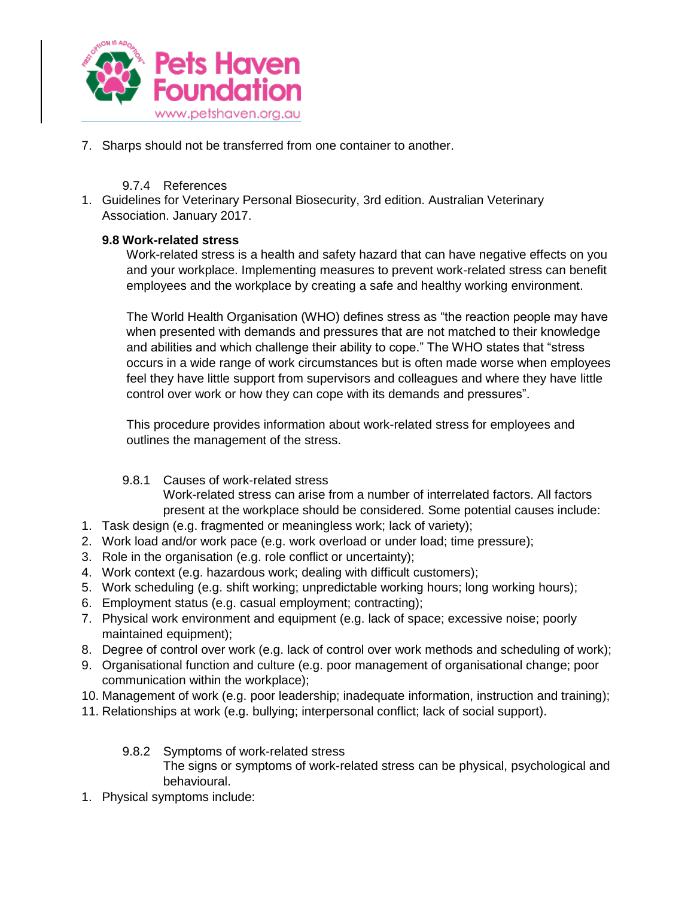7. Sharps should not be transferred from one container to another.

#### 9.7.4 References

1. Guidelines for Veterinary Personal Biosecurity, 3rd edition. Australian Veterinary Association. January 2017.

### 9.8 Work-related stress

Work-related stress is a health and safety hazard that can have negative effects on you and your workplace. Implementing measures to prevent work-related stress can benefit employees and the workplace by creating a safe and healthy working environment.

The World Health Organisation (WHO) defines stress as “the reaction people may have when presented with demands and pressures that are not matched to their knowledge and abilities and which challenge their ability to cope.” The WHO states that “stress occurs in a wide range of work circumstances but is often made worse when employees feel they have little support from supervisors and colleagues and where they have little control over work or how they can cope with its demands and pressures”.

This procedure provides information about work-related stress for employees and outlines the management of the stress.

#### 9.8.1 Causes of work-related stress

Work-related stress can arise from a number of interrelated factors. All factors present at the workplace should be considered. Some potential causes include:

1. Task design (e.g. fragmented or meaningless work; lack of variety);
2. Work load and/or work pace (e.g. work overload or under load; time pressure);
3. Role in the organisation (e.g. role conflict or uncertainty);
4. Work context (e.g. hazardous work; dealing with difficult customers);
5. Work scheduling (e.g. shift working; unpredictable working hours; long working hours);
6. Employment status (e.g. casual employment; contracting);
7. Physical work environment and equipment (e.g. lack of space; excessive noise; poorly maintained equipment);
8. Degree of control over work (e.g. lack of control over work methods and scheduling of work);
9. Organisational function and culture (e.g. poor management of organisational change; poor communication within the workplace);
10. Management of work (e.g. poor leadership; inadequate information, instruction and training);
11. Relationships at work (e.g. bullying; interpersonal conflict; lack of social support).

#### 9.8.2 Symptoms of work-related stress

The signs or symptoms of work-related stress can be physical, psychological and behavioural.

1. Physical symptoms include: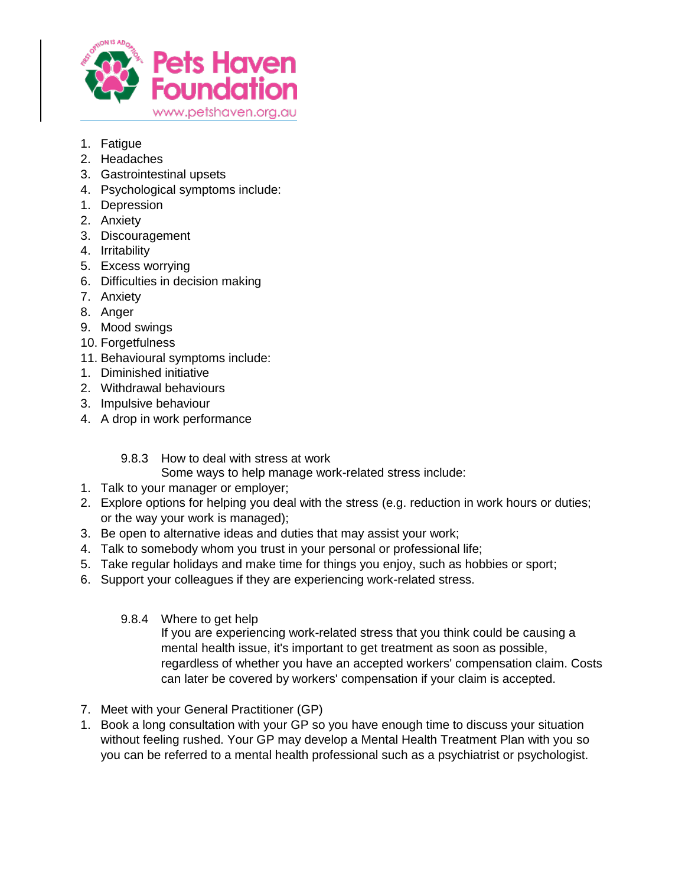1. Fatigue
2. Headaches
3. Gastrointestinal upsets
4. Psychological symptoms include:
1. Depression
2. Anxiety
3. Discouragement
4. Irritability
5. Excess worrying
6. Difficulties in decision making
7. Anxiety
8. Anger
9. Mood swings
10. Forgetfulness
11. Behavioural symptoms include:
1. Diminished initiative
2. Withdrawal behaviours
3. Impulsive behaviour
4. A drop in work performance

### 9.8.3 How to deal with stress at work

Some ways to help manage work-related stress include:

1. Talk to your manager or employer;
2. Explore options for helping you deal with the stress (e.g. reduction in work hours or duties; or the way your work is managed);
3. Be open to alternative ideas and duties that may assist your work;
4. Talk to somebody whom you trust in your personal or professional life;
5. Take regular holidays and make time for things you enjoy, such as hobbies or sport;
6. Support your colleagues if they are experiencing work-related stress.

### 9.8.4 Where to get help

If you are experiencing work-related stress that you think could be causing a mental health issue, it's important to get treatment as soon as possible, regardless of whether you have an accepted workers' compensation claim. Costs can later be covered by workers' compensation if your claim is accepted.

7. Meet with your General Practitioner (GP)
1. Book a long consultation with your GP so you have enough time to discuss your situation without feeling rushed. Your GP may develop a Mental Health Treatment Plan with you so you can be referred to a mental health professional such as a psychiatrist or psychologist.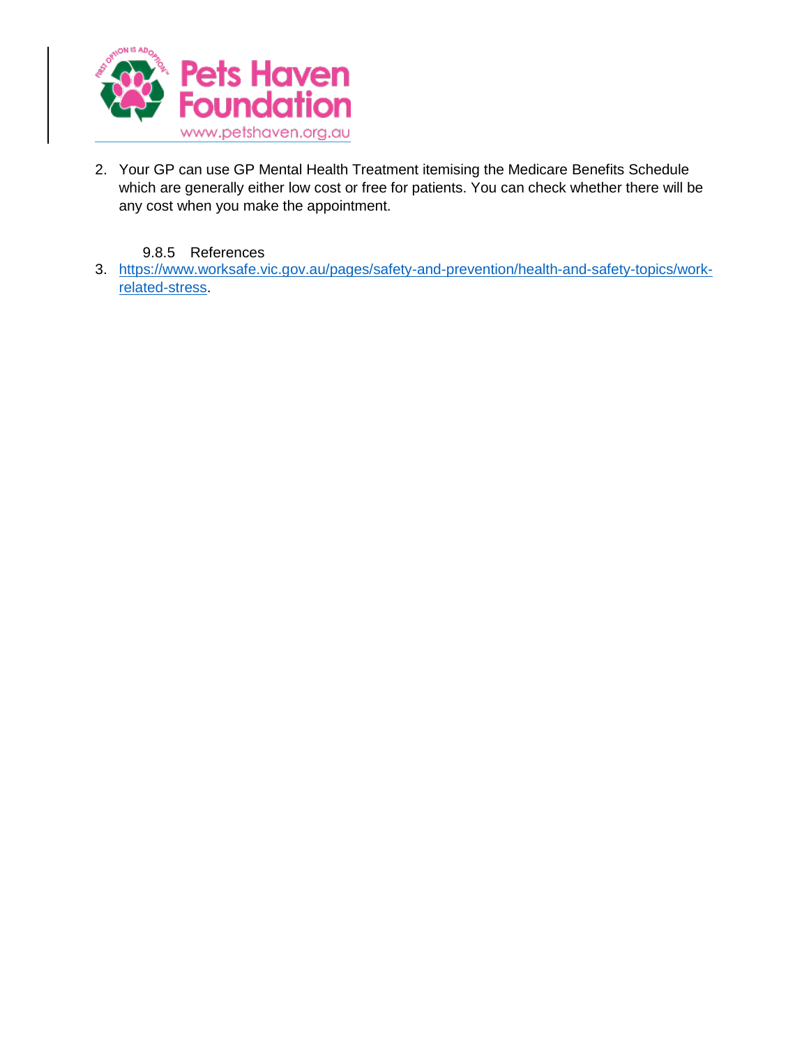2. Your GP can use GP Mental Health Treatment itemising the Medicare Benefits Schedule which are generally either low cost or free for patients. You can check whether there will be any cost when you make the appointment.

#### 9.8.5 References

3. https://www.worksafe.vic.gov.au/pages/safety-and-prevention/health-and-safety-topics/work-related-stress.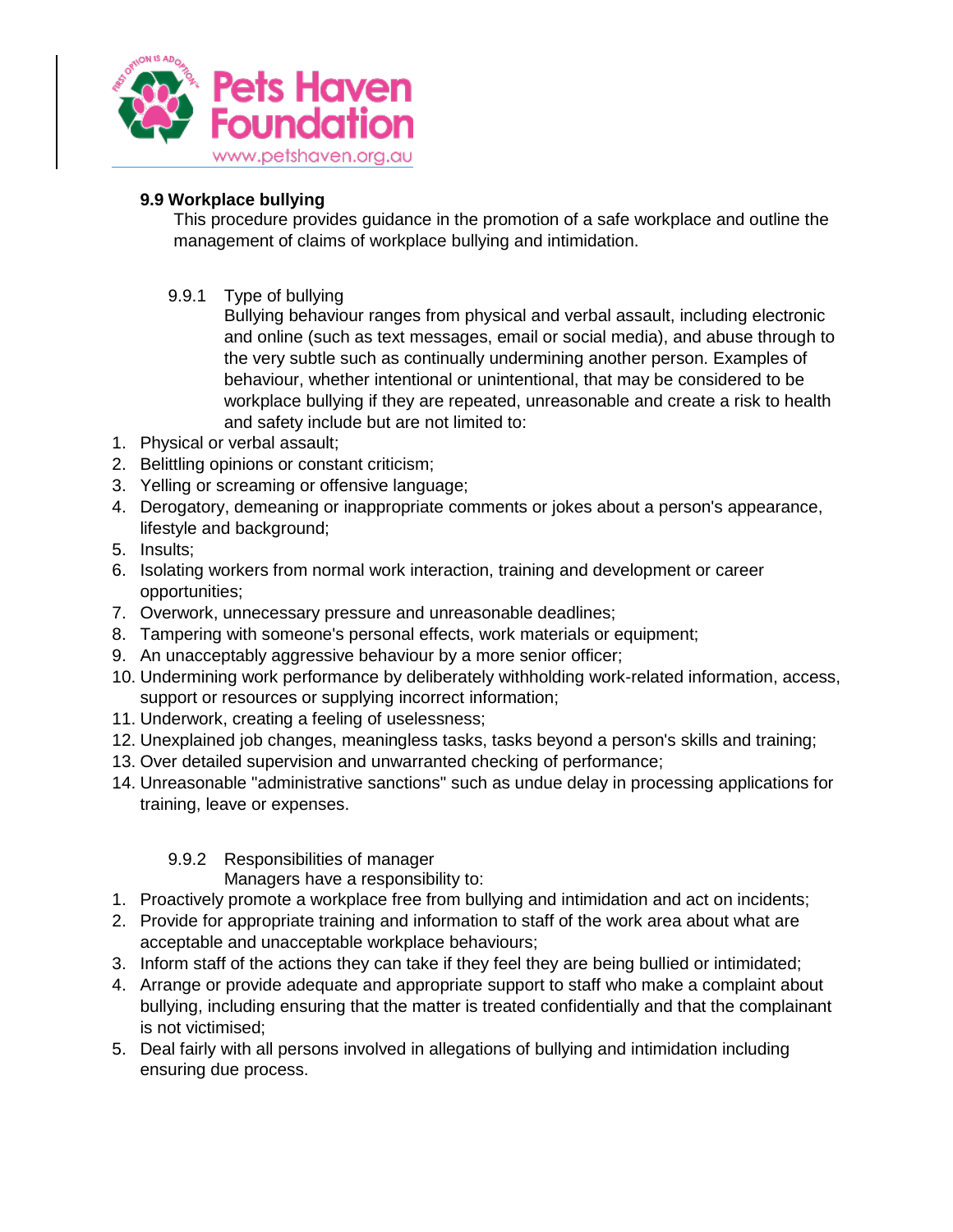### 9.9 Workplace bullying

This procedure provides guidance in the promotion of a safe workplace and outline the management of claims of workplace bullying and intimidation.

#### 9.9.1 Type of bullying

Bullying behaviour ranges from physical and verbal assault, including electronic and online (such as text messages, email or social media), and abuse through to the very subtle such as continually undermining another person. Examples of behaviour, whether intentional or unintentional, that may be considered to be workplace bullying if they are repeated, unreasonable and create a risk to health and safety include but are not limited to:

1. Physical or verbal assault;
2. Belittling opinions or constant criticism;
3. Yelling or screaming or offensive language;
4. Derogatory, demeaning or inappropriate comments or jokes about a person's appearance, lifestyle and background;
5. Insults;
6. Isolating workers from normal work interaction, training and development or career opportunities;
7. Overwork, unnecessary pressure and unreasonable deadlines;
8. Tampering with someone's personal effects, work materials or equipment;
9. An unacceptably aggressive behaviour by a more senior officer;
10. Undermining work performance by deliberately withholding work-related information, access, support or resources or supplying incorrect information;
11. Underwork, creating a feeling of uselessness;
12. Unexplained job changes, meaningless tasks, tasks beyond a person's skills and training;
13. Over detailed supervision and unwarranted checking of performance;
14. Unreasonable "administrative sanctions" such as undue delay in processing applications for training, leave or expenses.

#### 9.9.2 Responsibilities of manager

Managers have a responsibility to:

1. Proactively promote a workplace free from bullying and intimidation and act on incidents;
2. Provide for appropriate training and information to staff of the work area about what are acceptable and unacceptable workplace behaviours;
3. Inform staff of the actions they can take if they feel they are being bullied or intimidated;
4. Arrange or provide adequate and appropriate support to staff who make a complaint about bullying, including ensuring that the matter is treated confidentially and that the complainant is not victimised;
5. Deal fairly with all persons involved in allegations of bullying and intimidation including ensuring due process.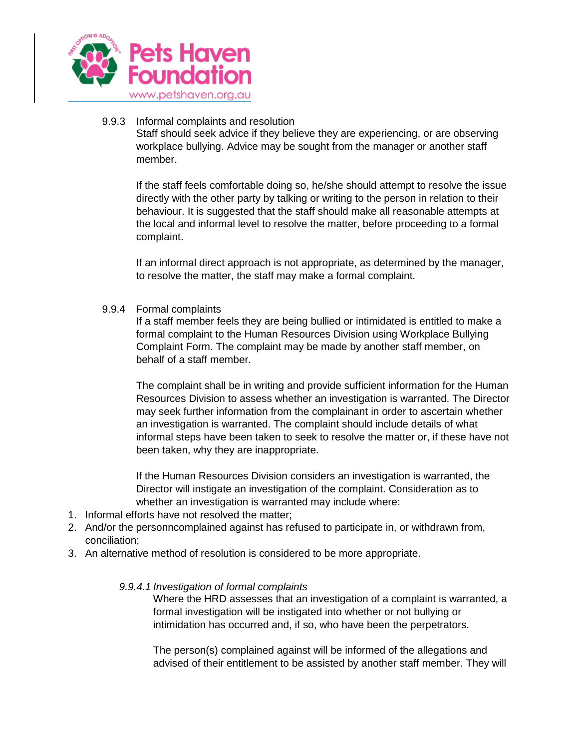9.9.3 Informal complaints and resolution

Staff should seek advice if they believe they are experiencing, or are observing workplace bullying. Advice may be sought from the manager or another staff member.

If the staff feels comfortable doing so, he/she should attempt to resolve the issue directly with the other party by talking or writing to the person in relation to their behaviour. It is suggested that the staff should make all reasonable attempts at the local and informal level to resolve the matter, before proceeding to a formal complaint.

If an informal direct approach is not appropriate, as determined by the manager, to resolve the matter, the staff may make a formal complaint.

9.9.4 Formal complaints

If a staff member feels they are being bullied or intimidated is entitled to make a formal complaint to the Human Resources Division using Workplace Bullying Complaint Form. The complaint may be made by another staff member, on behalf of a staff member.

The complaint shall be in writing and provide sufficient information for the Human Resources Division to assess whether an investigation is warranted. The Director may seek further information from the complainant in order to ascertain whether an investigation is warranted. The complaint should include details of what informal steps have been taken to seek to resolve the matter or, if these have not been taken, why they are inappropriate.

If the Human Resources Division considers an investigation is warranted, the Director will instigate an investigation of the complaint. Consideration as to whether an investigation is warranted may include where:

1. Informal efforts have not resolved the matter;
2. And/or the personncomplained against has refused to participate in, or withdrawn from, conciliation;
3. An alternative method of resolution is considered to be more appropriate.

*9.9.4.1 Investigation of formal complaints*

Where the HRD assesses that an investigation of a complaint is warranted, a formal investigation will be instigated into whether or not bullying or intimidation has occurred and, if so, who have been the perpetrators.

The person(s) complained against will be informed of the allegations and advised of their entitlement to be assisted by another staff member. They will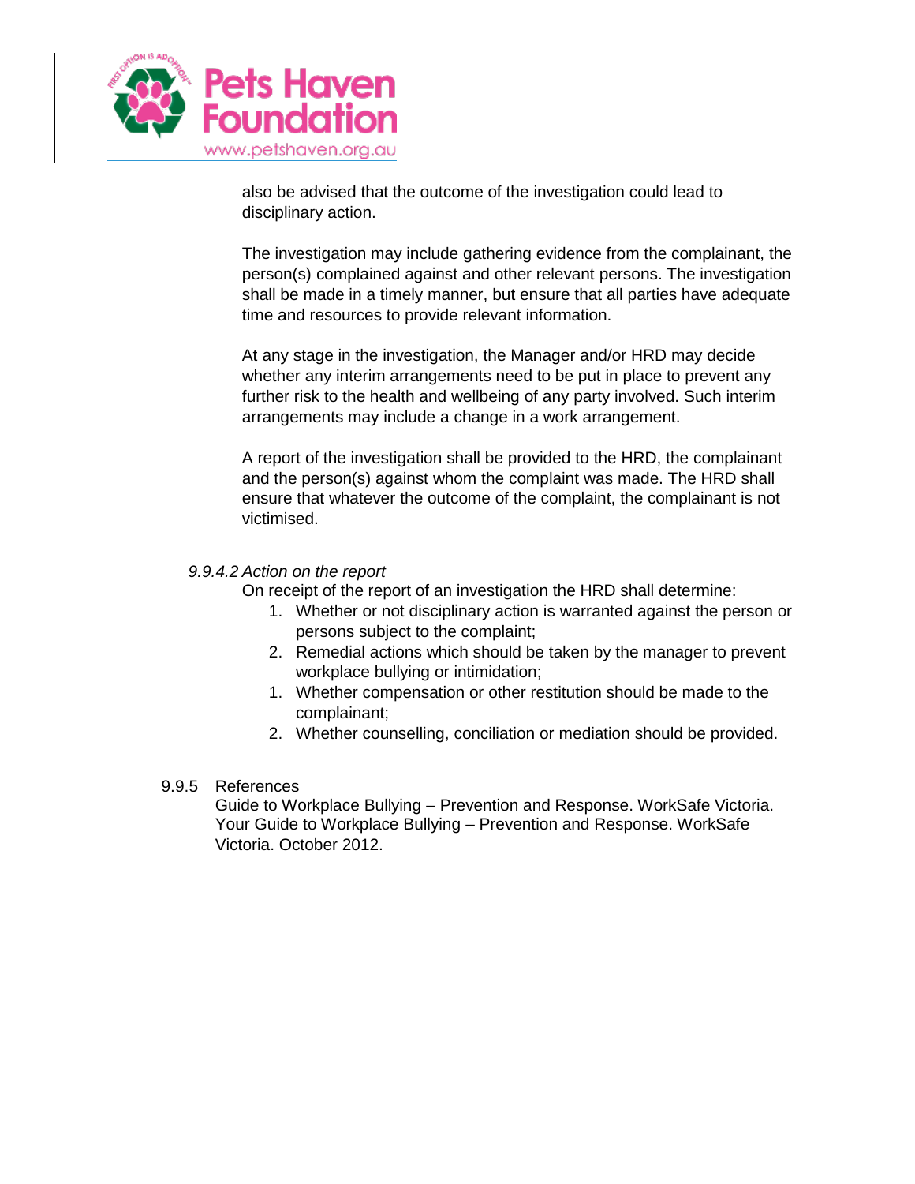also be advised that the outcome of the investigation could lead to disciplinary action.

The investigation may include gathering evidence from the complainant, the person(s) complained against and other relevant persons. The investigation shall be made in a timely manner, but ensure that all parties have adequate time and resources to provide relevant information.

At any stage in the investigation, the Manager and/or HRD may decide whether any interim arrangements need to be put in place to prevent any further risk to the health and wellbeing of any party involved. Such interim arrangements may include a change in a work arrangement.

A report of the investigation shall be provided to the HRD, the complainant and the person(s) against whom the complaint was made. The HRD shall ensure that whatever the outcome of the complaint, the complainant is not victimised.

*9.9.4.2 Action on the report*

On receipt of the report of an investigation the HRD shall determine:

1. Whether or not disciplinary action is warranted against the person or persons subject to the complaint;
2. Remedial actions which should be taken by the manager to prevent workplace bullying or intimidation;
1. Whether compensation or other restitution should be made to the complainant;
2. Whether counselling, conciliation or mediation should be provided.

9.9.5 References

Guide to Workplace Bullying – Prevention and Response. WorkSafe Victoria.
Your Guide to Workplace Bullying – Prevention and Response. WorkSafe Victoria. October 2012.